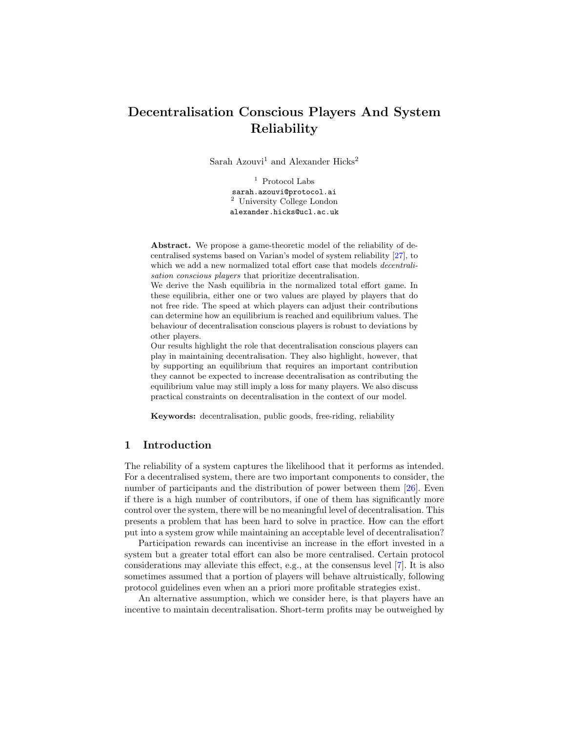# Decentralisation Conscious Players And System Reliability

Sarah Azouvi[1] and Alexander Hicks[2]

[1] Protocol Labs
sarah.azouvi@protocol.ai
[2] University College London
alexander.hicks@ucl.ac.uk

**Abstract.** We propose a game-theoretic model of the reliability of decentralised systems based on Varian's model of system reliability [27], to which we add a new normalized total effort case that models *decentralisation conscious players* that prioritize decentralisation.

We derive the Nash equilibria in the normalized total effort game. In these equilibria, either one or two values are played by players that do not free ride. The speed at which players can adjust their contributions can determine how an equilibrium is reached and equilibrium values. The behaviour of decentralisation conscious players is robust to deviations by other players.

Our results highlight the role that decentralisation conscious players can play in maintaining decentralisation. They also highlight, however, that by supporting an equilibrium that requires an important contribution they cannot be expected to increase decentralisation as contributing the equilibrium value may still imply a loss for many players. We also discuss practical constraints on decentralisation in the context of our model.

**Keywords:** decentralisation, public goods, free-riding, reliability

## 1 Introduction

The reliability of a system captures the likelihood that it performs as intended. For a decentralised system, there are two important components to consider, the number of participants and the distribution of power between them [26]. Even if there is a high number of contributors, if one of them has significantly more control over the system, there will be no meaningful level of decentralisation. This presents a problem that has been hard to solve in practice. How can the effort put into a system grow while maintaining an acceptable level of decentralisation?

Participation rewards can incentivise an increase in the effort invested in a system but a greater total effort can also be more centralised. Certain protocol considerations may alleviate this effect, e.g., at the consensus level [7]. It is also sometimes assumed that a portion of players will behave altruistically, following protocol guidelines even when an a priori more profitable strategies exist.

An alternative assumption, which we consider here, is that players have an incentive to maintain decentralisation. Short-term profits may be outweighed by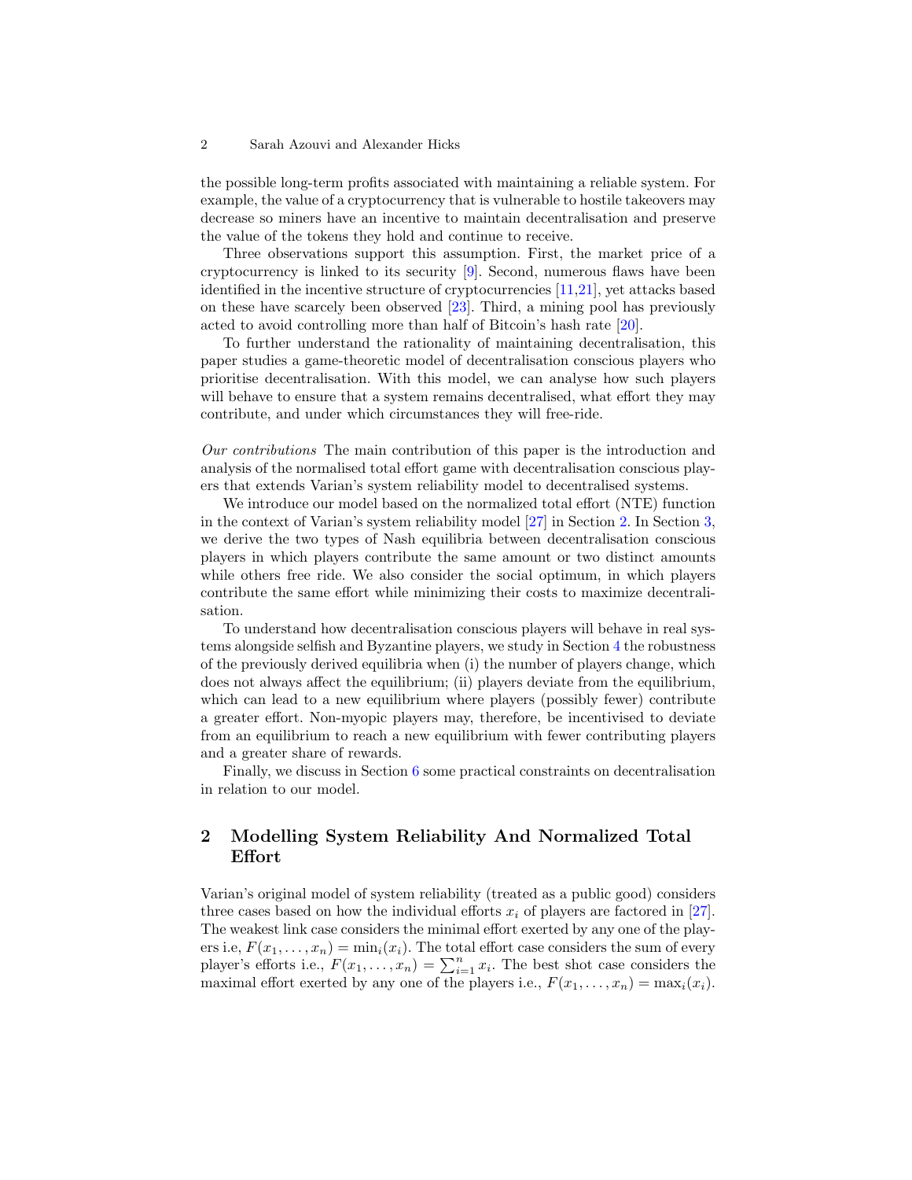the possible long-term profits associated with maintaining a reliable system. For example, the value of a cryptocurrency that is vulnerable to hostile takeovers may decrease so miners have an incentive to maintain decentralisation and preserve the value of the tokens they hold and continue to receive.

Three observations support this assumption. First, the market price of a cryptocurrency is linked to its security [9]. Second, numerous flaws have been identified in the incentive structure of cryptocurrencies [11,21], yet attacks based on these have scarcely been observed [23]. Third, a mining pool has previously acted to avoid controlling more than half of Bitcoin's hash rate [20].

To further understand the rationality of maintaining decentralisation, this paper studies a game-theoretic model of decentralisation conscious players who prioritise decentralisation. With this model, we can analyse how such players will behave to ensure that a system remains decentralised, what effort they may contribute, and under which circumstances they will free-ride.

*Our contributions* The main contribution of this paper is the introduction and analysis of the normalised total effort game with decentralisation conscious players that extends Varian's system reliability model to decentralised systems.

We introduce our model based on the normalized total effort (NTE) function in the context of Varian's system reliability model [27] in Section 2. In Section 3, we derive the two types of Nash equilibria between decentralisation conscious players in which players contribute the same amount or two distinct amounts while others free ride. We also consider the social optimum, in which players contribute the same effort while minimizing their costs to maximize decentralisation.

To understand how decentralisation conscious players will behave in real systems alongside selfish and Byzantine players, we study in Section 4 the robustness of the previously derived equilibria when (i) the number of players change, which does not always affect the equilibrium; (ii) players deviate from the equilibrium, which can lead to a new equilibrium where players (possibly fewer) contribute a greater effort. Non-myopic players may, therefore, be incentivised to deviate from an equilibrium to reach a new equilibrium with fewer contributing players and a greater share of rewards.

Finally, we discuss in Section 6 some practical constraints on decentralisation in relation to our model.

## 2 Modelling System Reliability And Normalized Total Effort

Varian's original model of system reliability (treated as a public good) considers three cases based on how the individual efforts $x_i$ of players are factored in [27]. The weakest link case considers the minimal effort exerted by any one of the players i.e, $F(x_1, \ldots, x_n) = \min_i(x_i)$. The total effort case considers the sum of every player's efforts i.e., $F(x_1, \ldots, x_n) = \sum_{i=1}^{n} x_i$. The best shot case considers the maximal effort exerted by any one of the players i.e., $F(x_1, \ldots, x_n) = \max_i(x_i)$.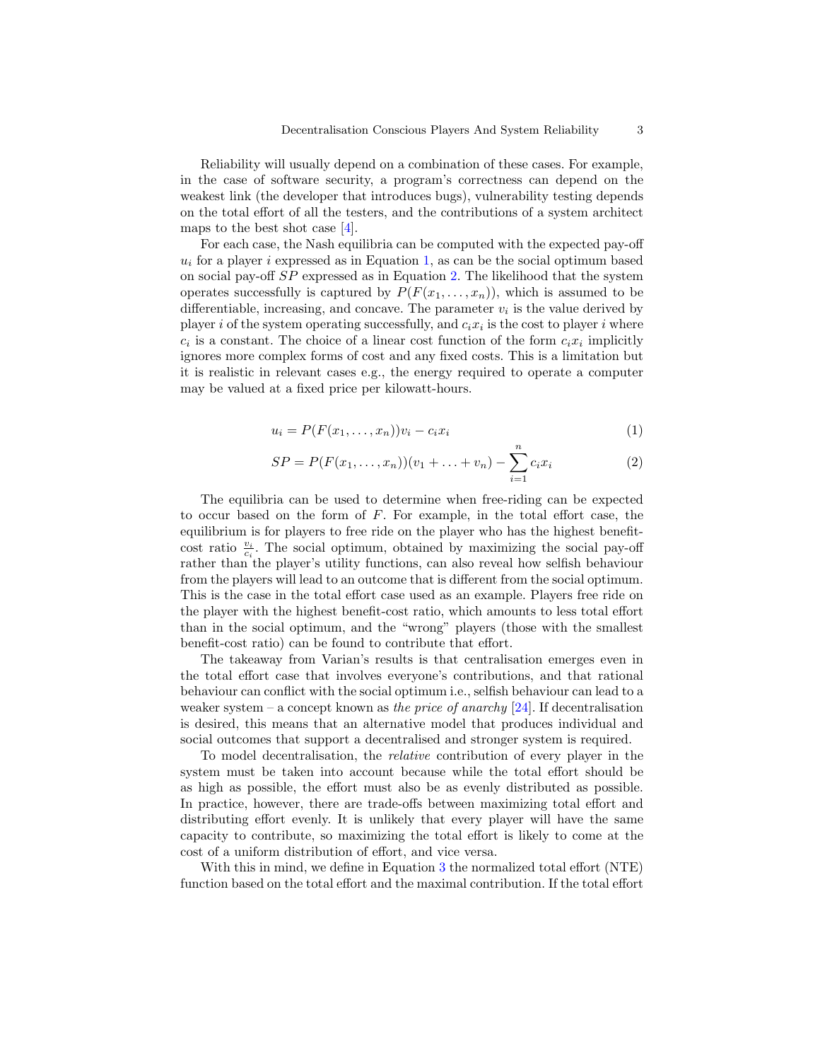Reliability will usually depend on a combination of these cases. For example, in the case of software security, a program's correctness can depend on the weakest link (the developer that introduces bugs), vulnerability testing depends on the total effort of all the testers, and the contributions of a system architect maps to the best shot case [4].

For each case, the Nash equilibria can be computed with the expected pay-off $u_i$ for a player $i$ expressed as in Equation 1, as can be the social optimum based on social pay-off $SP$ expressed as in Equation 2. The likelihood that the system operates successfully is captured by $P(F(x_1, \ldots, x_n))$, which is assumed to be differentiable, increasing, and concave. The parameter $v_i$ is the value derived by player $i$ of the system operating successfully, and $c_i x_i$ is the cost to player $i$ where $c_i$ is a constant. The choice of a linear cost function of the form $c_i x_i$ implicitly ignores more complex forms of cost and any fixed costs. This is a limitation but it is realistic in relevant cases e.g., the energy required to operate a computer may be valued at a fixed price per kilowatt-hours.

$$u_i = P(F(x_1, \ldots, x_n))v_i - c_i x_i \tag{1}$$

$$SP = P(F(x_1, \ldots, x_n))(v_1 + \ldots + v_n) - \sum_{i=1}^{n} c_i x_i \tag{2}$$

The equilibria can be used to determine when free-riding can be expected to occur based on the form of $F$. For example, in the total effort case, the equilibrium is for players to free ride on the player who has the highest benefit-cost ratio $\frac{v_i}{c_i}$. The social optimum, obtained by maximizing the social pay-off rather than the player's utility functions, can also reveal how selfish behaviour from the players will lead to an outcome that is different from the social optimum. This is the case in the total effort case used as an example. Players free ride on the player with the highest benefit-cost ratio, which amounts to less total effort than in the social optimum, and the "wrong" players (those with the smallest benefit-cost ratio) can be found to contribute that effort.

The takeaway from Varian's results is that centralisation emerges even in the total effort case that involves everyone's contributions, and that rational behaviour can conflict with the social optimum i.e., selfish behaviour can lead to a weaker system – a concept known as *the price of anarchy* [24]. If decentralisation is desired, this means that an alternative model that produces individual and social outcomes that support a decentralised and stronger system is required.

To model decentralisation, the *relative* contribution of every player in the system must be taken into account because while the total effort should be as high as possible, the effort must also be as evenly distributed as possible. In practice, however, there are trade-offs between maximizing total effort and distributing effort evenly. It is unlikely that every player will have the same capacity to contribute, so maximizing the total effort is likely to come at the cost of a uniform distribution of effort, and vice versa.

With this in mind, we define in Equation 3 the normalized total effort (NTE) function based on the total effort and the maximal contribution. If the total effort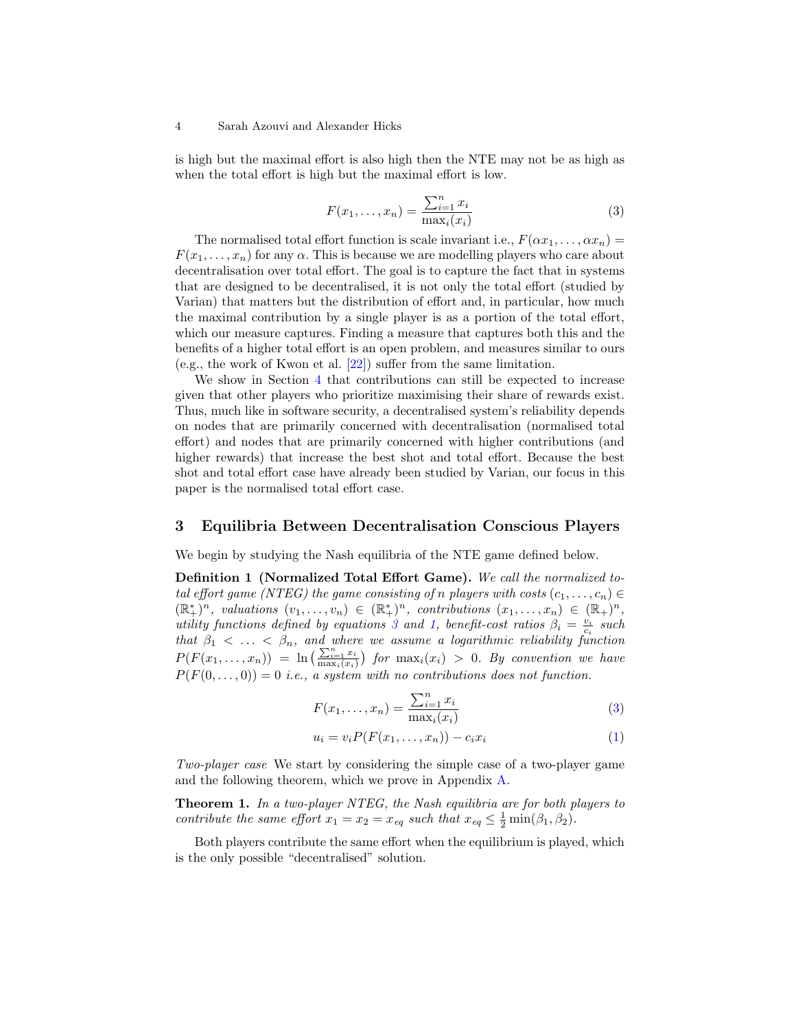is high but the maximal effort is also high then the NTE may not be as high as when the total effort is high but the maximal effort is low.

$$F(x_1, \ldots, x_n) = \frac{\sum_{i=1}^{n} x_i}{\max_i(x_i)} \tag{3}$$

The normalised total effort function is scale invariant i.e., $F(\alpha x_1, \ldots, \alpha x_n) = F(x_1, \ldots, x_n)$ for any $\alpha$. This is because we are modelling players who care about decentralisation over total effort. The goal is to capture the fact that in systems that are designed to be decentralised, it is not only the total effort (studied by Varian) that matters but the distribution of effort and, in particular, how much the maximal contribution by a single player is as a portion of the total effort, which our measure captures. Finding a measure that captures both this and the benefits of a higher total effort is an open problem, and measures similar to ours (e.g., the work of Kwon et al. [22]) suffer from the same limitation.

We show in Section 4 that contributions can still be expected to increase given that other players who prioritize maximising their share of rewards exist. Thus, much like in software security, a decentralised system's reliability depends on nodes that are primarily concerned with decentralisation (normalised total effort) and nodes that are primarily concerned with higher contributions (and higher rewards) that increase the best shot and total effort. Because the best shot and total effort case have already been studied by Varian, our focus in this paper is the normalised total effort case.

## 3 Equilibria Between Decentralisation Conscious Players

We begin by studying the Nash equilibria of the NTE game defined below.

**Definition 1 (Normalized Total Effort Game).** *We call the normalized total effort game (NTEG) the game consisting of n players with costs $(c_1, \ldots, c_n) \in (\mathbb{R}_+^*)^n$, valuations $(v_1, \ldots, v_n) \in (\mathbb{R}_+^*)^n$, contributions $(x_1, \ldots, x_n) \in (\mathbb{R}_+)^n$, utility functions defined by equations 3 and 1, benefit-cost ratios $\beta_i = \frac{v_i}{c_i}$ such that $\beta_1 < \ldots < \beta_n$, and where we assume a logarithmic reliability function $P(F(x_1, \ldots, x_n)) = \ln\left(\frac{\sum_{i=1}^{n} x_i}{\max_i(x_i)}\right)$ for $\max_i(x_i) > 0$. By convention we have $P(F(0, \ldots, 0)) = 0$ i.e., a system with no contributions does not function.*

$$F(x_1, \ldots, x_n) = \frac{\sum_{i=1}^{n} x_i}{\max_i(x_i)} \tag{3}$$

$$u_i = v_i P(F(x_1, \ldots, x_n)) - c_i x_i \tag{1}$$

*Two-player case* We start by considering the simple case of a two-player game and the following theorem, which we prove in Appendix A.

**Theorem 1.** *In a two-player NTEG, the Nash equilibria are for both players to contribute the same effort $x_1 = x_2 = x_{eq}$ such that $x_{eq} \leq \frac{1}{2}\min(\beta_1, \beta_2)$.*

Both players contribute the same effort when the equilibrium is played, which is the only possible "decentralised" solution.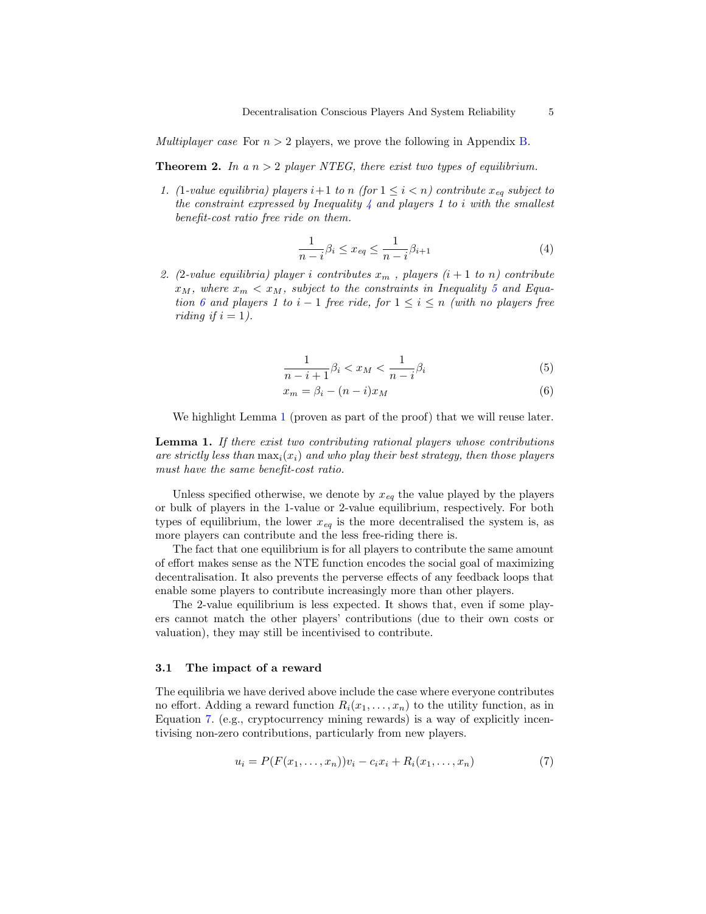*Multiplayer case* For $n > 2$ players, we prove the following in Appendix B.

**Theorem 2.** *In a $n > 2$ player NTEG, there exist two types of equilibrium.*

1. *(1-value equilibria) players $i+1$ to $n$ (for $1 \leq i < n$) contribute $x_{eq}$ subject to the constraint expressed by Inequality 4 and players 1 to $i$ with the smallest benefit-cost ratio free ride on them.*

$$\frac{1}{n-i}\beta_i \leq x_{eq} \leq \frac{1}{n-i}\beta_{i+1} \tag{4}$$

2. *(2-value equilibria) player $i$ contributes $x_m$ , players ($i+1$ to $n$) contribute $x_M$, where $x_m < x_M$, subject to the constraints in Inequality 5 and Equation 6 and players 1 to $i-1$ free ride, for $1 \leq i \leq n$ (with no players free riding if $i = 1$).*

$$\frac{1}{n-i+1}\beta_i < x_M < \frac{1}{n-i}\beta_i \tag{5}$$

$$x_m = \beta_i - (n-i)x_M \tag{6}$$

We highlight Lemma 1 (proven as part of the proof) that we will reuse later.

**Lemma 1.** *If there exist two contributing rational players whose contributions are strictly less than $\max_i(x_i)$ and who play their best strategy, then those players must have the same benefit-cost ratio.*

Unless specified otherwise, we denote by $x_{eq}$ the value played by the players or bulk of players in the 1-value or 2-value equilibrium, respectively. For both types of equilibrium, the lower $x_{eq}$ is the more decentralised the system is, as more players can contribute and the less free-riding there is.

The fact that one equilibrium is for all players to contribute the same amount of effort makes sense as the NTE function encodes the social goal of maximizing decentralisation. It also prevents the perverse effects of any feedback loops that enable some players to contribute increasingly more than other players.

The 2-value equilibrium is less expected. It shows that, even if some players cannot match the other players' contributions (due to their own costs or valuation), they may still be incentivised to contribute.

### 3.1 The impact of a reward

The equilibria we have derived above include the case where everyone contributes no effort. Adding a reward function $R_i(x_1, \ldots, x_n)$ to the utility function, as in Equation 7. (e.g., cryptocurrency mining rewards) is a way of explicitly incentivising non-zero contributions, particularly from new players.

$$u_i = P(F(x_1, \ldots, x_n))v_i - c_i x_i + R_i(x_1, \ldots, x_n) \tag{7}$$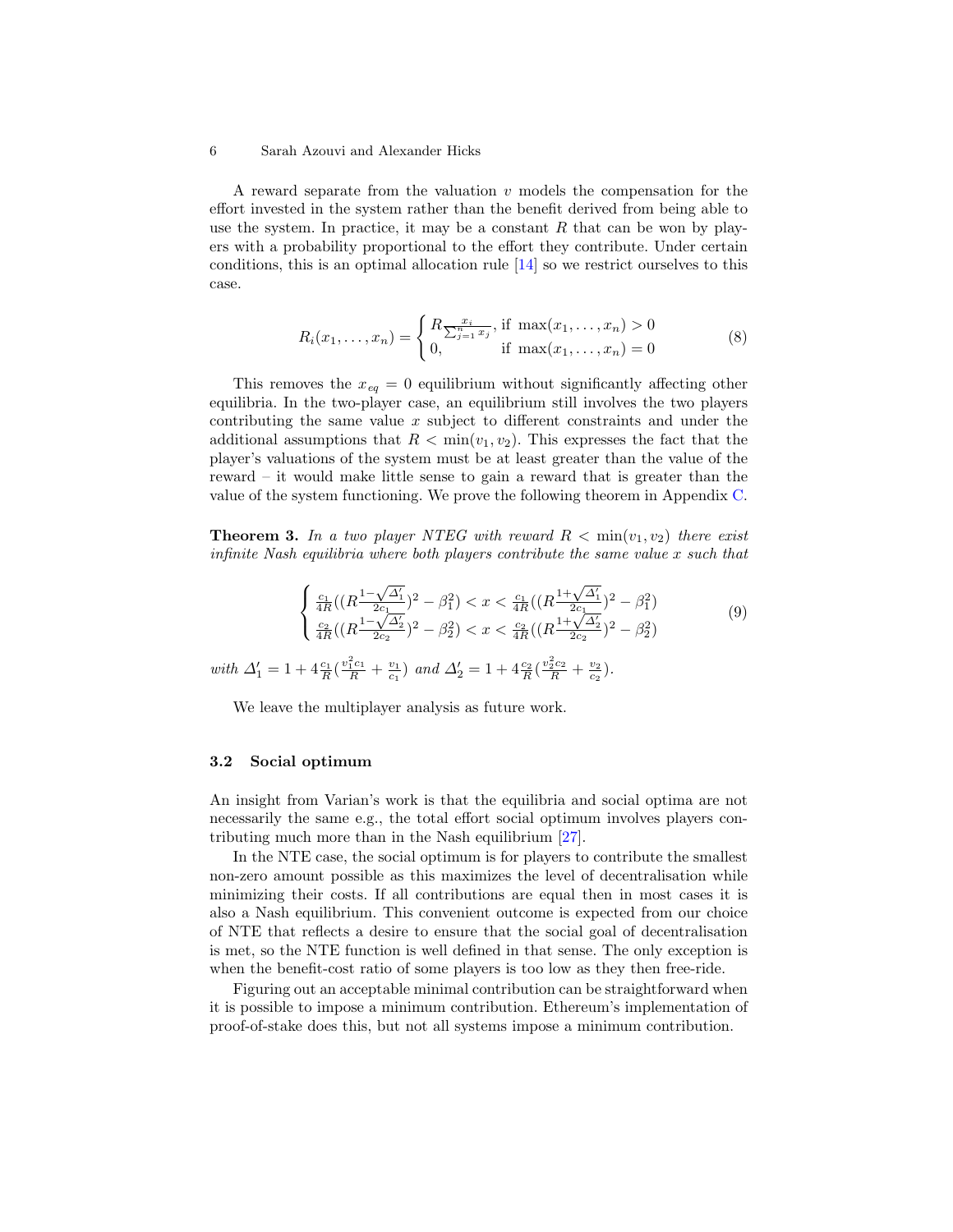A reward separate from the valuation $v$ models the compensation for the effort invested in the system rather than the benefit derived from being able to use the system. In practice, it may be a constant $R$ that can be won by players with a probability proportional to the effort they contribute. Under certain conditions, this is an optimal allocation rule [14] so we restrict ourselves to this case.

$$R_i(x_1, \ldots, x_n) = \begin{cases} R\frac{x_i}{\sum_{j=1}^{n} x_j}, & \text{if } \max(x_1, \ldots, x_n) > 0 \\ 0, & \text{if } \max(x_1, \ldots, x_n) = 0 \end{cases} \tag{8}$$

This removes the $x_{eq} = 0$ equilibrium without significantly affecting other equilibria. In the two-player case, an equilibrium still involves the two players contributing the same value $x$ subject to different constraints and under the additional assumptions that $R < \min(v_1, v_2)$. This expresses the fact that the player's valuations of the system must be at least greater than the value of the reward – it would make little sense to gain a reward that is greater than the value of the system functioning. We prove the following theorem in Appendix C.

**Theorem 3.** *In a two player NTEG with reward $R < \min(v_1, v_2)$ there exist infinite Nash equilibria where both players contribute the same value $x$ such that*

$$\begin{cases} \frac{c_1}{4R}((R\frac{1-\sqrt{\Delta_1'}}{2c_1})^2 - \beta_1^2) < x < \frac{c_1}{4R}((R\frac{1+\sqrt{\Delta_1'}}{2c_1})^2 - \beta_1^2) \\ \frac{c_2}{4R}((R\frac{1-\sqrt{\Delta_2'}}{2c_2})^2 - \beta_2^2) < x < \frac{c_2}{4R}((R\frac{1+\sqrt{\Delta_2'}}{2c_2})^2 - \beta_2^2) \end{cases} \tag{9}$$

*with* $\Delta_1' = 1 + 4\frac{c_1}{R}(\frac{v_1^2 c_1}{R} + \frac{v_1}{c_1})$ *and* $\Delta_2' = 1 + 4\frac{c_2}{R}(\frac{v_2^2 c_2}{R} + \frac{v_2}{c_2})$.

We leave the multiplayer analysis as future work.

### 3.2 Social optimum

An insight from Varian's work is that the equilibria and social optima are not necessarily the same e.g., the total effort social optimum involves players contributing much more than in the Nash equilibrium [27].

In the NTE case, the social optimum is for players to contribute the smallest non-zero amount possible as this maximizes the level of decentralisation while minimizing their costs. If all contributions are equal then in most cases it is also a Nash equilibrium. This convenient outcome is expected from our choice of NTE that reflects a desire to ensure that the social goal of decentralisation is met, so the NTE function is well defined in that sense. The only exception is when the benefit-cost ratio of some players is too low as they then free-ride.

Figuring out an acceptable minimal contribution can be straightforward when it is possible to impose a minimum contribution. Ethereum's implementation of proof-of-stake does this, but not all systems impose a minimum contribution.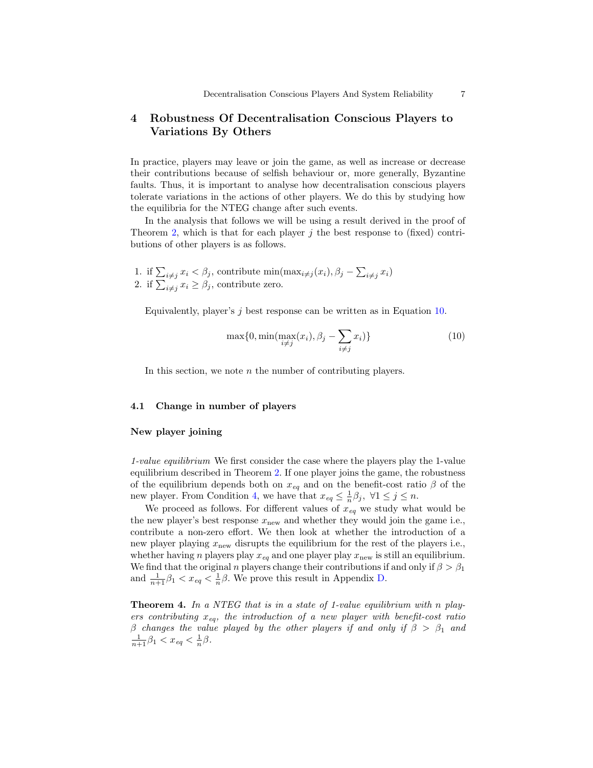## 4 Robustness Of Decentralisation Conscious Players to Variations By Others

In practice, players may leave or join the game, as well as increase or decrease their contributions because of selfish behaviour or, more generally, Byzantine faults. Thus, it is important to analyse how decentralisation conscious players tolerate variations in the actions of other players. We do this by studying how the equilibria for the NTEG change after such events.

In the analysis that follows we will be using a result derived in the proof of Theorem 2, which is that for each player $j$ the best response to (fixed) contributions of other players is as follows.

1. if $\sum_{i \neq j} x_i < \beta_j$, contribute $\min(\max_{i \neq j}(x_i), \beta_j - \sum_{i \neq j} x_i)$
2. if $\sum_{i \neq j} x_i \geq \beta_j$, contribute zero.

Equivalently, player's $j$ best response can be written as in Equation 10.

$$\max\{0, \min(\max_{i \neq j}(x_i), \beta_j - \sum_{i \neq j} x_i)\} \tag{10}$$

In this section, we note $n$ the number of contributing players.

### 4.1 Change in number of players

**New player joining**

*1-value equilibrium* We first consider the case where the players play the 1-value equilibrium described in Theorem 2. If one player joins the game, the robustness of the equilibrium depends both on $x_{eq}$ and on the benefit-cost ratio $\beta$ of the new player. From Condition 4, we have that $x_{eq} \leq \frac{1}{n}\beta_j, \ \forall 1 \leq j \leq n$.

We proceed as follows. For different values of $x_{eq}$ we study what would be the new player's best response $x_{\text{new}}$ and whether they would join the game i.e., contribute a non-zero effort. We then look at whether the introduction of a new player playing $x_{\text{new}}$ disrupts the equilibrium for the rest of the players i.e., whether having $n$ players play $x_{eq}$ and one player play $x_{\text{new}}$ is still an equilibrium. We find that the original $n$ players change their contributions if and only if $\beta > \beta_1$ and $\frac{1}{n+1}\beta_1 < x_{eq} < \frac{1}{n}\beta$. We prove this result in Appendix D.

**Theorem 4.** *In a NTEG that is in a state of 1-value equilibrium with $n$ players contributing $x_{eq}$, the introduction of a new player with benefit-cost ratio $\beta$ changes the value played by the other players if and only if $\beta > \beta_1$ and $\frac{1}{n+1}\beta_1 < x_{eq} < \frac{1}{n}\beta$.*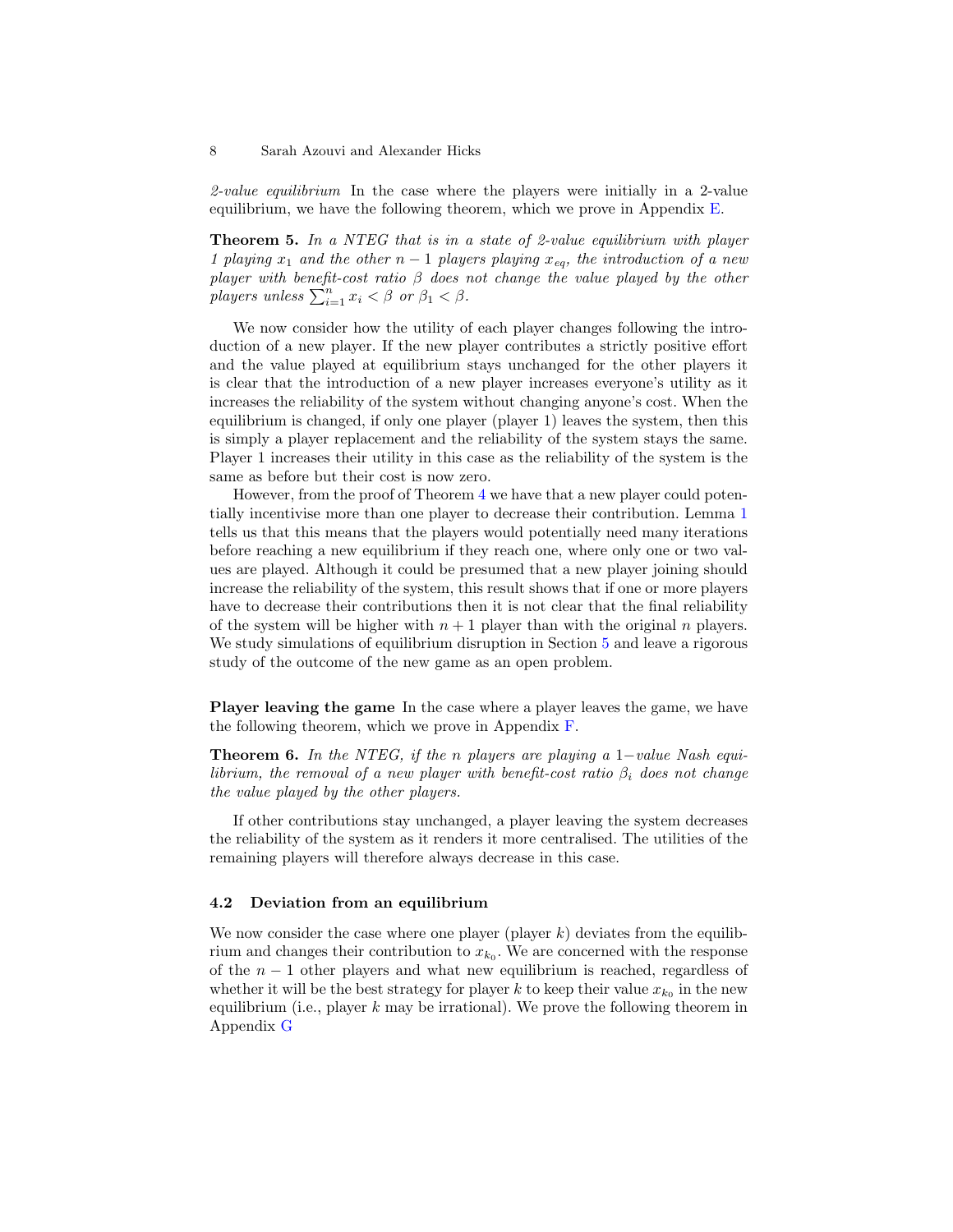*2-value equilibrium* In the case where the players were initially in a 2-value equilibrium, we have the following theorem, which we prove in Appendix E.

**Theorem 5.** *In a NTEG that is in a state of 2-value equilibrium with player 1 playing $x_1$ and the other $n-1$ players playing $x_{eq}$, the introduction of a new player with benefit-cost ratio $\beta$ does not change the value played by the other players unless $\sum_{i=1}^{n} x_i < \beta$ or $\beta_1 < \beta$.*

We now consider how the utility of each player changes following the introduction of a new player. If the new player contributes a strictly positive effort and the value played at equilibrium stays unchanged for the other players it is clear that the introduction of a new player increases everyone's utility as it increases the reliability of the system without changing anyone's cost. When the equilibrium is changed, if only one player (player 1) leaves the system, then this is simply a player replacement and the reliability of the system stays the same. Player 1 increases their utility in this case as the reliability of the system is the same as before but their cost is now zero.

However, from the proof of Theorem 4 we have that a new player could potentially incentivise more than one player to decrease their contribution. Lemma 1 tells us that this means that the players would potentially need many iterations before reaching a new equilibrium if they reach one, where only one or two values are played. Although it could be presumed that a new player joining should increase the reliability of the system, this result shows that if one or more players have to decrease their contributions then it is not clear that the final reliability of the system will be higher with $n+1$ player than with the original $n$ players. We study simulations of equilibrium disruption in Section 5 and leave a rigorous study of the outcome of the new game as an open problem.

**Player leaving the game** In the case where a player leaves the game, we have the following theorem, which we prove in Appendix F.

**Theorem 6.** *In the NTEG, if the $n$ players are playing a $1-$value Nash equilibrium, the removal of a new player with benefit-cost ratio $\beta_i$ does not change the value played by the other players.*

If other contributions stay unchanged, a player leaving the system decreases the reliability of the system as it renders it more centralised. The utilities of the remaining players will therefore always decrease in this case.

### 4.2 Deviation from an equilibrium

We now consider the case where one player (player $k$) deviates from the equilibrium and changes their contribution to $x_{k_0}$. We are concerned with the response of the $n-1$ other players and what new equilibrium is reached, regardless of whether it will be the best strategy for player $k$ to keep their value $x_{k_0}$ in the new equilibrium (i.e., player $k$ may be irrational). We prove the following theorem in Appendix G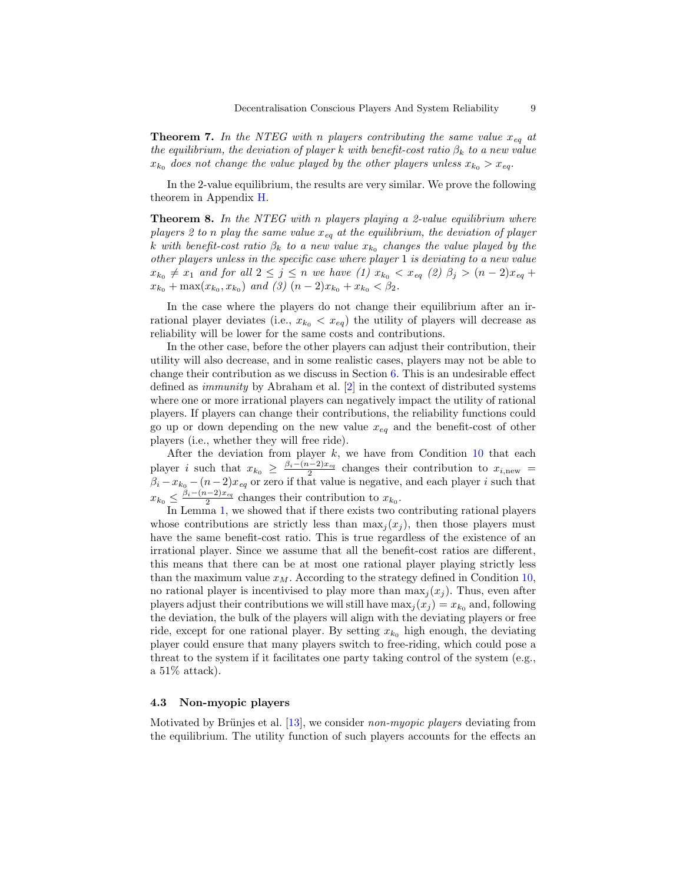**Theorem 7.** *In the NTEG with $n$ players contributing the same value $x_{eq}$ at the equilibrium, the deviation of player $k$ with benefit-cost ratio $\beta_k$ to a new value $x_{k_0}$ does not change the value played by the other players unless $x_{k_0} > x_{eq}$.*

In the 2-value equilibrium, the results are very similar. We prove the following theorem in Appendix H.

**Theorem 8.** *In the NTEG with $n$ players playing a 2-value equilibrium where players 2 to $n$ play the same value $x_{eq}$ at the equilibrium, the deviation of player $k$ with benefit-cost ratio $\beta_k$ to a new value $x_{k_0}$ changes the value played by the other players unless in the specific case where player 1 is deviating to a new value $x_{k_0} \neq x_1$ and for all $2 \leq j \leq n$ we have (1) $x_{k_0} < x_{eq}$ (2) $\beta_j > (n-2)x_{eq} + x_{k_0} + \max(x_{k_0}, x_{k_0})$ and (3) $(n-2)x_{k_0} + x_{k_0} < \beta_2$.*

In the case where the players do not change their equilibrium after an irrational player deviates (i.e., $x_{k_0} < x_{eq}$) the utility of players will decrease as reliability will be lower for the same costs and contributions.

In the other case, before the other players can adjust their contribution, their utility will also decrease, and in some realistic cases, players may not be able to change their contribution as we discuss in Section 6. This is an undesirable effect defined as *immunity* by Abraham et al. [2] in the context of distributed systems where one or more irrational players can negatively impact the utility of rational players. If players can change their contributions, the reliability functions could go up or down depending on the new value $x_{eq}$ and the benefit-cost of other players (i.e., whether they will free ride).

After the deviation from player $k$, we have from Condition 10 that each player $i$ such that $x_{k_0} \geq \frac{\beta_i - (n-2)x_{eq}}{2}$ changes their contribution to $x_{i,\text{new}} = \beta_i - x_{k_0} - (n-2)x_{eq}$ or zero if that value is negative, and each player $i$ such that $x_{k_0} \leq \frac{\beta_i - (n-2)x_{eq}}{2}$ changes their contribution to $x_{k_0}$.

In Lemma 1, we showed that if there exists two contributing rational players whose contributions are strictly less than $\max_j(x_j)$, then those players must have the same benefit-cost ratio. This is true regardless of the existence of an irrational player. Since we assume that all the benefit-cost ratios are different, this means that there can be at most one rational player playing strictly less than the maximum value $x_M$. According to the strategy defined in Condition 10, no rational player is incentivised to play more than $\max_j(x_j)$. Thus, even after players adjust their contributions we will still have $\max_j(x_j) = x_{k_0}$ and, following the deviation, the bulk of the players will align with the deviating players or free ride, except for one rational player. By setting $x_{k_0}$ high enough, the deviating player could ensure that many players switch to free-riding, which could pose a threat to the system if it facilitates one party taking control of the system (e.g., a 51% attack).

### 4.3 Non-myopic players

Motivated by Brünjes et al. [13], we consider *non-myopic players* deviating from the equilibrium. The utility function of such players accounts for the effects an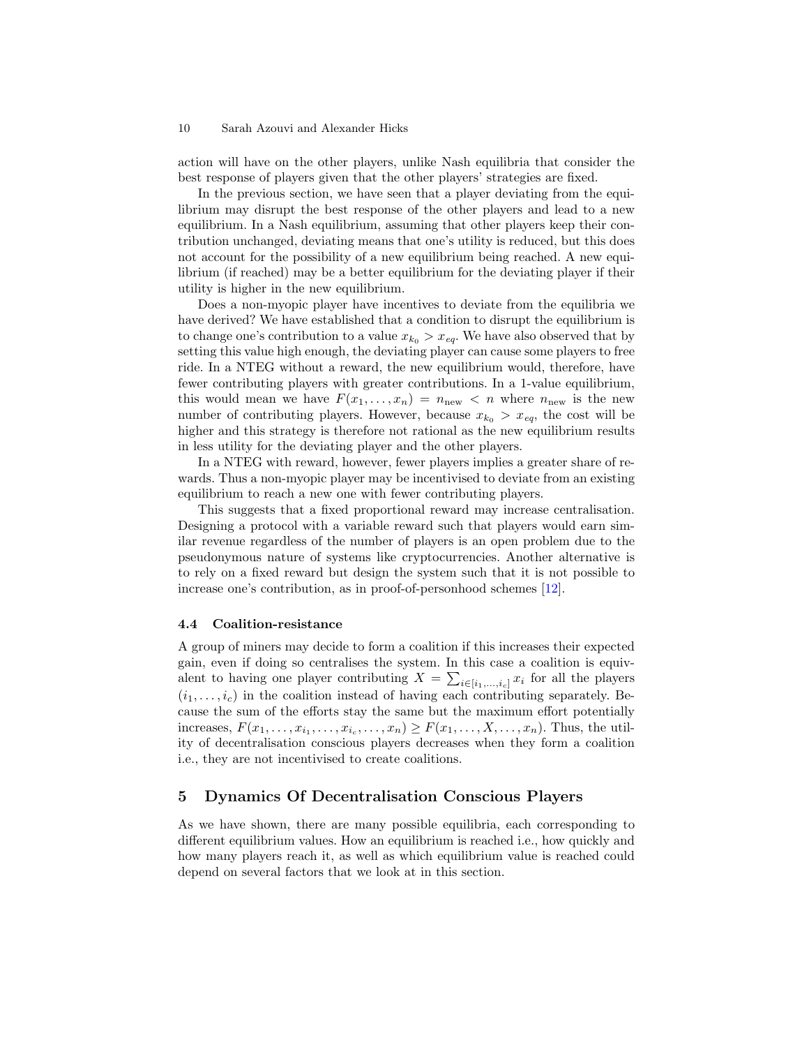action will have on the other players, unlike Nash equilibria that consider the best response of players given that the other players' strategies are fixed.

In the previous section, we have seen that a player deviating from the equilibrium may disrupt the best response of the other players and lead to a new equilibrium. In a Nash equilibrium, assuming that other players keep their contribution unchanged, deviating means that one's utility is reduced, but this does not account for the possibility of a new equilibrium being reached. A new equilibrium (if reached) may be a better equilibrium for the deviating player if their utility is higher in the new equilibrium.

Does a non-myopic player have incentives to deviate from the equilibria we have derived? We have established that a condition to disrupt the equilibrium is to change one's contribution to a value $x_{k_0} > x_{eq}$. We have also observed that by setting this value high enough, the deviating player can cause some players to free ride. In a NTEG without a reward, the new equilibrium would, therefore, have fewer contributing players with greater contributions. In a 1-value equilibrium, this would mean we have $F(x_1, \ldots, x_n) = n_{\text{new}} < n$ where $n_{\text{new}}$ is the new number of contributing players. However, because $x_{k_0} > x_{eq}$, the cost will be higher and this strategy is therefore not rational as the new equilibrium results in less utility for the deviating player and the other players.

In a NTEG with reward, however, fewer players implies a greater share of rewards. Thus a non-myopic player may be incentivised to deviate from an existing equilibrium to reach a new one with fewer contributing players.

This suggests that a fixed proportional reward may increase centralisation. Designing a protocol with a variable reward such that players would earn similar revenue regardless of the number of players is an open problem due to the pseudonymous nature of systems like cryptocurrencies. Another alternative is to rely on a fixed reward but design the system such that it is not possible to increase one's contribution, as in proof-of-personhood schemes [12].

### 4.4 Coalition-resistance

A group of miners may decide to form a coalition if this increases their expected gain, even if doing so centralises the system. In this case a coalition is equivalent to having one player contributing $X = \sum_{i \in [i_1, \ldots, i_c]} x_i$ for all the players $(i_1, \ldots, i_c)$ in the coalition instead of having each contributing separately. Because the sum of the efforts stay the same but the maximum effort potentially increases, $F(x_1, \ldots, x_{i_1}, \ldots, x_{i_c}, \ldots, x_n) \geq F(x_1, \ldots, X, \ldots, x_n)$. Thus, the utility of decentralisation conscious players decreases when they form a coalition i.e., they are not incentivised to create coalitions.

## 5 Dynamics Of Decentralisation Conscious Players

As we have shown, there are many possible equilibria, each corresponding to different equilibrium values. How an equilibrium is reached i.e., how quickly and how many players reach it, as well as which equilibrium value is reached could depend on several factors that we look at in this section.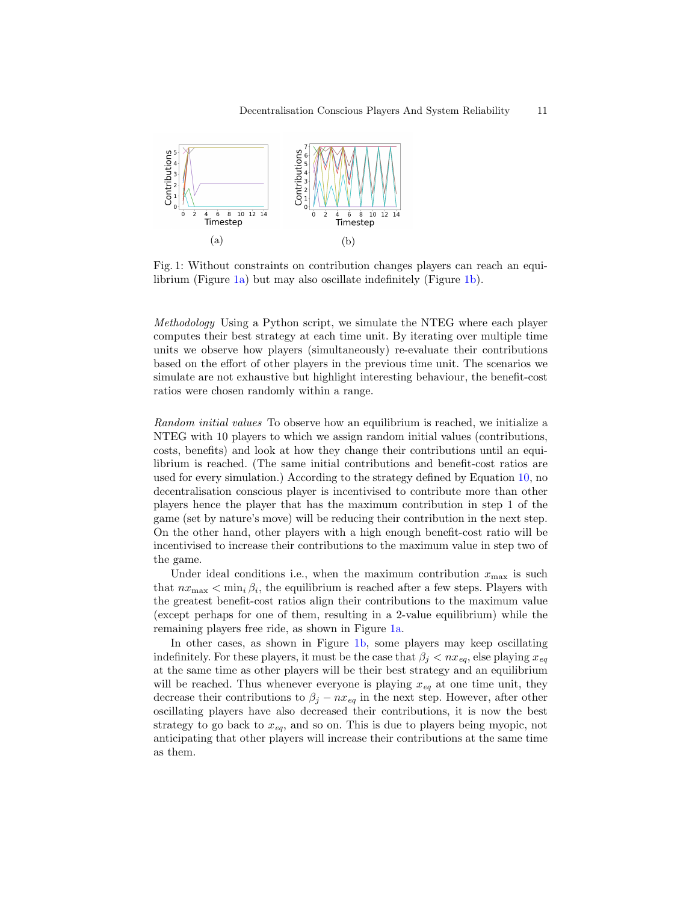(a)

(b)

Fig. 1: Without constraints on contribution changes players can reach an equilibrium (Figure 1a) but may also oscillate indefinitely (Figure 1b).

*Methodology* Using a Python script, we simulate the NTEG where each player computes their best strategy at each time unit. By iterating over multiple time units we observe how players (simultaneously) re-evaluate their contributions based on the effort of other players in the previous time unit. The scenarios we simulate are not exhaustive but highlight interesting behaviour, the benefit-cost ratios were chosen randomly within a range.

*Random initial values* To observe how an equilibrium is reached, we initialize a NTEG with 10 players to which we assign random initial values (contributions, costs, benefits) and look at how they change their contributions until an equilibrium is reached. (The same initial contributions and benefit-cost ratios are used for every simulation.) According to the strategy defined by Equation 10, no decentralisation conscious player is incentivised to contribute more than other players hence the player that has the maximum contribution in step 1 of the game (set by nature's move) will be reducing their contribution in the next step. On the other hand, other players with a high enough benefit-cost ratio will be incentivised to increase their contributions to the maximum value in step two of the game.

Under ideal conditions i.e., when the maximum contribution $x_{\max}$ is such that $nx_{\max} < \min_i \beta_i$, the equilibrium is reached after a few steps. Players with the greatest benefit-cost ratios align their contributions to the maximum value (except perhaps for one of them, resulting in a 2-value equilibrium) while the remaining players free ride, as shown in Figure 1a.

In other cases, as shown in Figure 1b, some players may keep oscillating indefinitely. For these players, it must be the case that $\beta_j < nx_{eq}$, else playing $x_{eq}$ at the same time as other players will be their best strategy and an equilibrium will be reached. Thus whenever everyone is playing $x_{eq}$ at one time unit, they decrease their contributions to $\beta_j - nx_{eq}$ in the next step. However, after other oscillating players have also decreased their contributions, it is now the best strategy to go back to $x_{eq}$, and so on. This is due to players being myopic, not anticipating that other players will increase their contributions at the same time as them.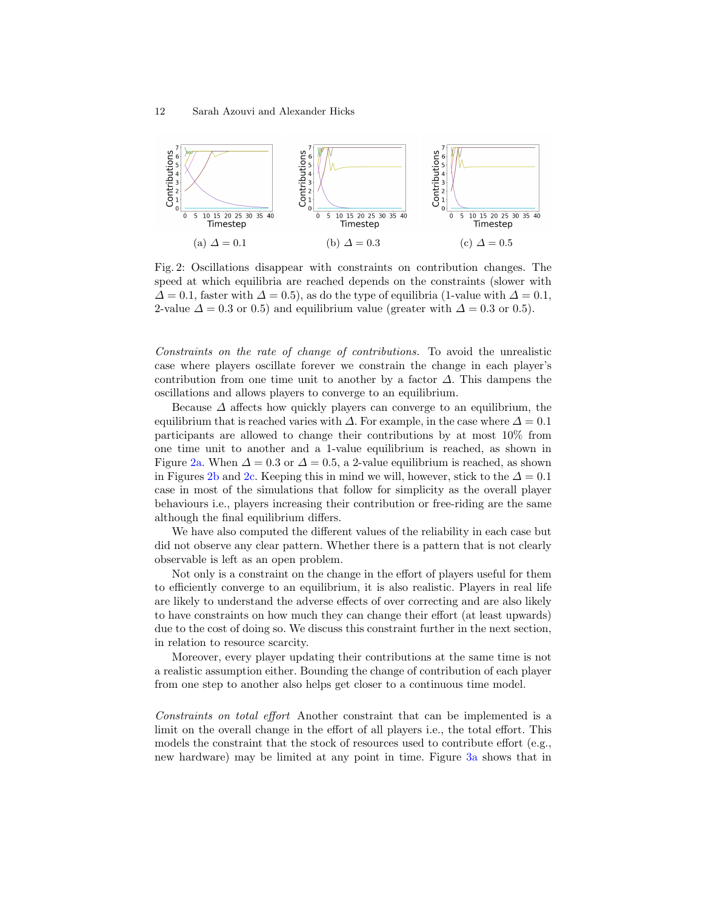(a) $\Delta = 0.1$

(b) $\Delta = 0.3$

(c) $\Delta = 0.5$

Fig. 2: Oscillations disappear with constraints on contribution changes. The speed at which equilibria are reached depends on the constraints (slower with $\Delta = 0.1$, faster with $\Delta = 0.5$), as do the type of equilibria (1-value with $\Delta = 0.1$, 2-value $\Delta = 0.3$ or 0.5) and equilibrium value (greater with $\Delta = 0.3$ or 0.5).

*Constraints on the rate of change of contributions.* To avoid the unrealistic case where players oscillate forever we constrain the change in each player's contribution from one time unit to another by a factor $\Delta$. This dampens the oscillations and allows players to converge to an equilibrium.

Because $\Delta$ affects how quickly players can converge to an equilibrium, the equilibrium that is reached varies with $\Delta$. For example, in the case where $\Delta = 0.1$ participants are allowed to change their contributions by at most 10% from one time unit to another and a 1-value equilibrium is reached, as shown in Figure 2a. When $\Delta = 0.3$ or $\Delta = 0.5$, a 2-value equilibrium is reached, as shown in Figures 2b and 2c. Keeping this in mind we will, however, stick to the $\Delta = 0.1$ case in most of the simulations that follow for simplicity as the overall player behaviours i.e., players increasing their contribution or free-riding are the same although the final equilibrium differs.

We have also computed the different values of the reliability in each case but did not observe any clear pattern. Whether there is a pattern that is not clearly observable is left as an open problem.

Not only is a constraint on the change in the effort of players useful for them to efficiently converge to an equilibrium, it is also realistic. Players in real life are likely to understand the adverse effects of over correcting and are also likely to have constraints on how much they can change their effort (at least upwards) due to the cost of doing so. We discuss this constraint further in the next section, in relation to resource scarcity.

Moreover, every player updating their contributions at the same time is not a realistic assumption either. Bounding the change of contribution of each player from one step to another also helps get closer to a continuous time model.

*Constraints on total effort* Another constraint that can be implemented is a limit on the overall change in the effort of all players i.e., the total effort. This models the constraint that the stock of resources used to contribute effort (e.g., new hardware) may be limited at any point in time. Figure 3a shows that in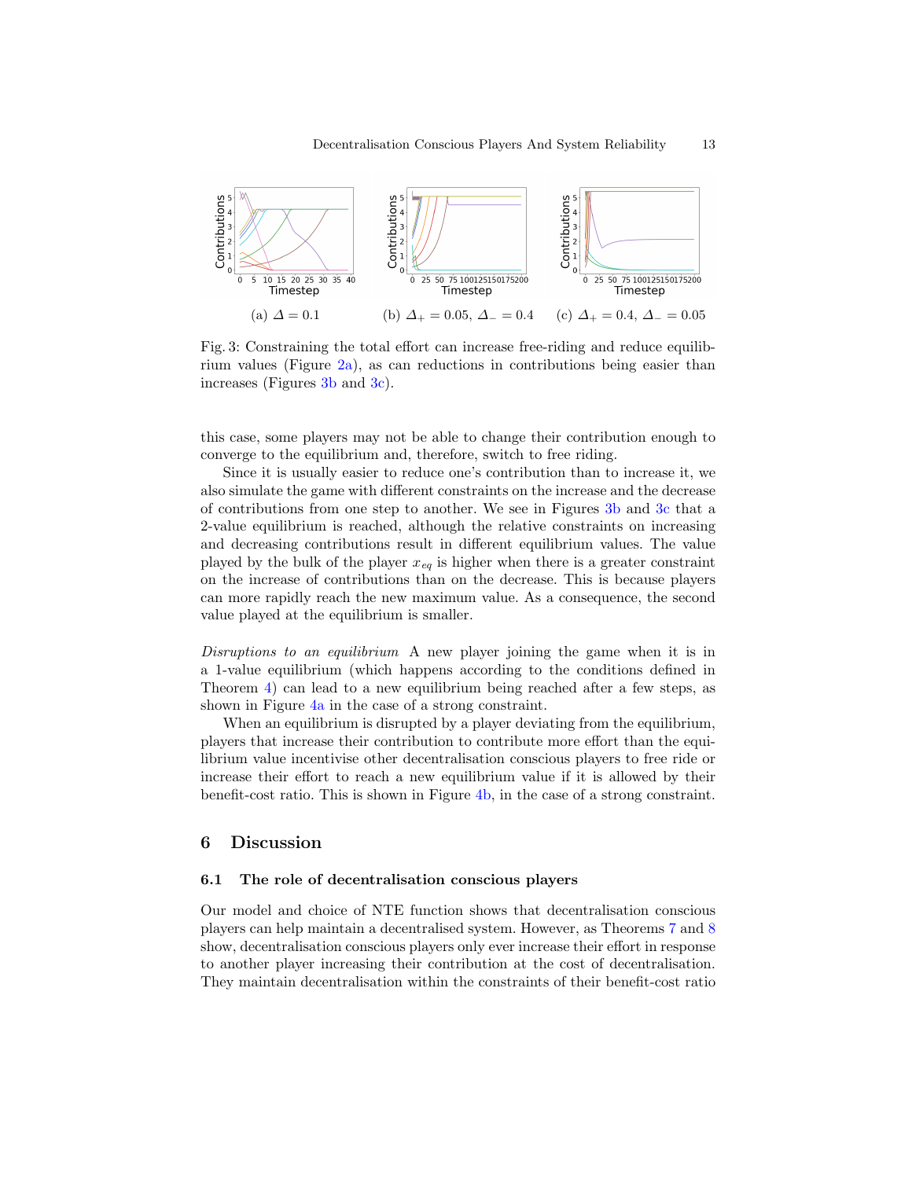(a) $\Delta = 0.1$

(b) $\Delta_+ = 0.05$, $\Delta_- = 0.4$

(c) $\Delta_+ = 0.4$, $\Delta_- = 0.05$

Fig. 3: Constraining the total effort can increase free-riding and reduce equilibrium values (Figure 2a), as can reductions in contributions being easier than increases (Figures 3b and 3c).

this case, some players may not be able to change their contribution enough to converge to the equilibrium and, therefore, switch to free riding.

Since it is usually easier to reduce one's contribution than to increase it, we also simulate the game with different constraints on the increase and the decrease of contributions from one step to another. We see in Figures 3b and 3c that a 2-value equilibrium is reached, although the relative constraints on increasing and decreasing contributions result in different equilibrium values. The value played by the bulk of the player $x_{eq}$ is higher when there is a greater constraint on the increase of contributions than on the decrease. This is because players can more rapidly reach the new maximum value. As a consequence, the second value played at the equilibrium is smaller.

*Disruptions to an equilibrium* A new player joining the game when it is in a 1-value equilibrium (which happens according to the conditions defined in Theorem 4) can lead to a new equilibrium being reached after a few steps, as shown in Figure 4a in the case of a strong constraint.

When an equilibrium is disrupted by a player deviating from the equilibrium, players that increase their contribution to contribute more effort than the equilibrium value incentivise other decentralisation conscious players to free ride or increase their effort to reach a new equilibrium value if it is allowed by their benefit-cost ratio. This is shown in Figure 4b, in the case of a strong constraint.

## 6 Discussion

### 6.1 The role of decentralisation conscious players

Our model and choice of NTE function shows that decentralisation conscious players can help maintain a decentralised system. However, as Theorems 7 and 8 show, decentralisation conscious players only ever increase their effort in response to another player increasing their contribution at the cost of decentralisation. They maintain decentralisation within the constraints of their benefit-cost ratio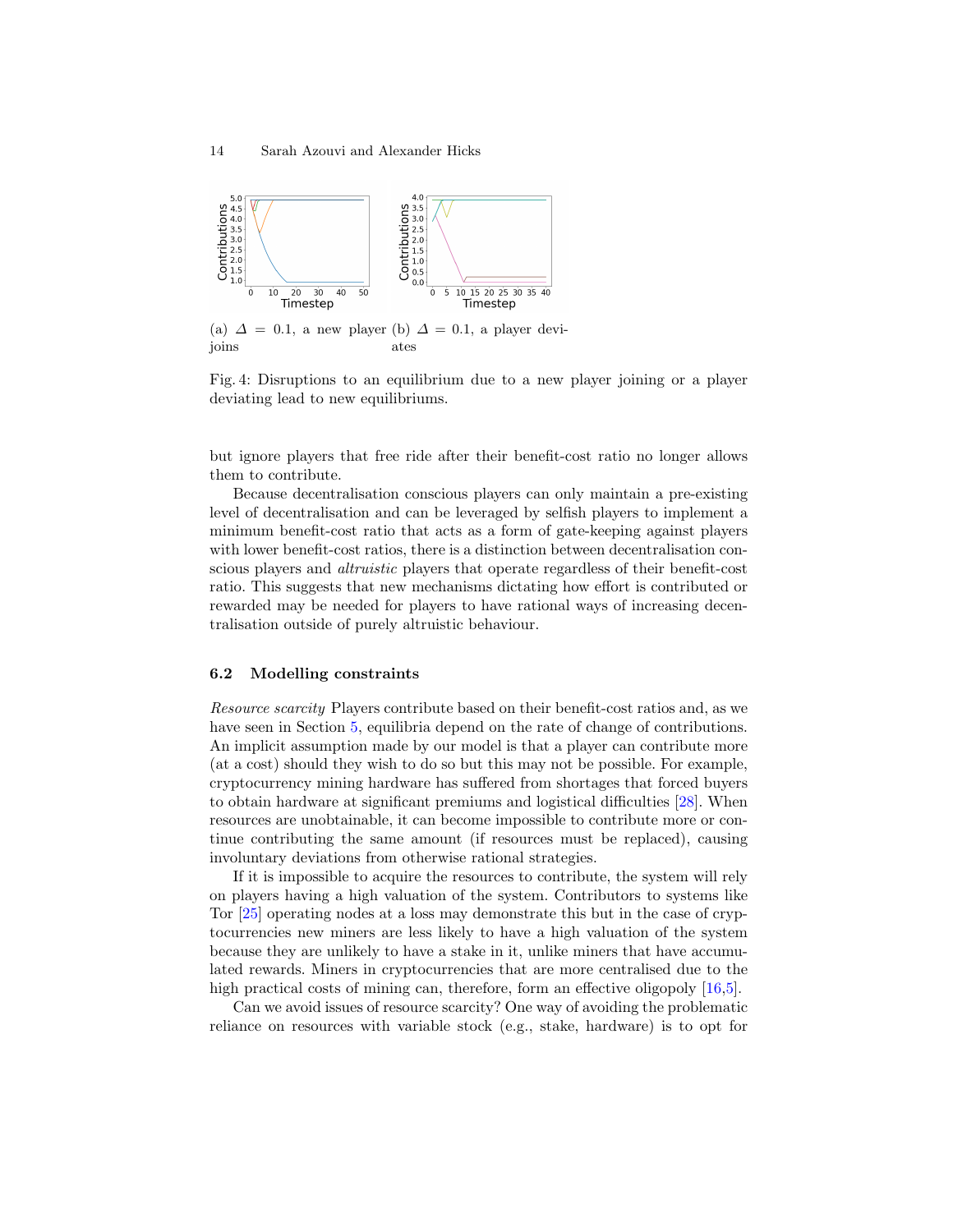Contributions
5.0
4.5
4.0
3.5
3.0
2.5
2.0
1.5
1.0
0 10 20 30 40 50
Timestep

(a) $\Delta = 0.1$, a new player joins

Contributions
4.0
3.5
3.0
2.5
2.0
1.5
1.0
0.5
0.0
0 5 10 15 20 25 30 35 40
Timestep

(b) $\Delta = 0.1$, a player deviates

Fig. 4: Disruptions to an equilibrium due to a new player joining or a player deviating lead to new equilibriums.

but ignore players that free ride after their benefit-cost ratio no longer allows them to contribute.

Because decentralisation conscious players can only maintain a pre-existing level of decentralisation and can be leveraged by selfish players to implement a minimum benefit-cost ratio that acts as a form of gate-keeping against players with lower benefit-cost ratios, there is a distinction between decentralisation conscious players and *altruistic* players that operate regardless of their benefit-cost ratio. This suggests that new mechanisms dictating how effort is contributed or rewarded may be needed for players to have rational ways of increasing decentralisation outside of purely altruistic behaviour.

### 6.2 Modelling constraints

*Resource scarcity* Players contribute based on their benefit-cost ratios and, as we have seen in Section 5, equilibria depend on the rate of change of contributions. An implicit assumption made by our model is that a player can contribute more (at a cost) should they wish to do so but this may not be possible. For example, cryptocurrency mining hardware has suffered from shortages that forced buyers to obtain hardware at significant premiums and logistical difficulties [28]. When resources are unobtainable, it can become impossible to contribute more or continue contributing the same amount (if resources must be replaced), causing involuntary deviations from otherwise rational strategies.

If it is impossible to acquire the resources to contribute, the system will rely on players having a high valuation of the system. Contributors to systems like Tor [25] operating nodes at a loss may demonstrate this but in the case of cryptocurrencies new miners are less likely to have a high valuation of the system because they are unlikely to have a stake in it, unlike miners that have accumulated rewards. Miners in cryptocurrencies that are more centralised due to the high practical costs of mining can, therefore, form an effective oligopoly [16,5].

Can we avoid issues of resource scarcity? One way of avoiding the problematic reliance on resources with variable stock (e.g., stake, hardware) is to opt for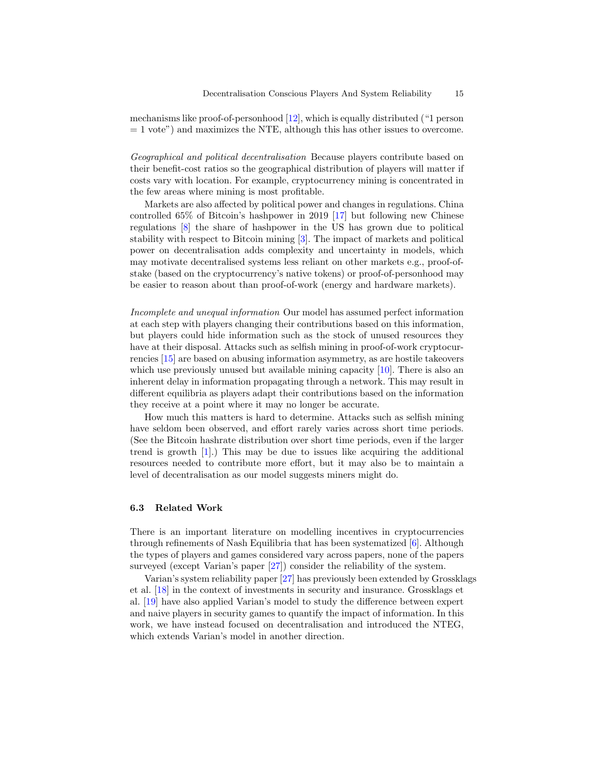mechanisms like proof-of-personhood [12], which is equally distributed ("1 person = 1 vote") and maximizes the NTE, although this has other issues to overcome.

*Geographical and political decentralisation* Because players contribute based on their benefit-cost ratios so the geographical distribution of players will matter if costs vary with location. For example, cryptocurrency mining is concentrated in the few areas where mining is most profitable.

Markets are also affected by political power and changes in regulations. China controlled 65% of Bitcoin's hashpower in 2019 [17] but following new Chinese regulations [8] the share of hashpower in the US has grown due to political stability with respect to Bitcoin mining [3]. The impact of markets and political power on decentralisation adds complexity and uncertainty in models, which may motivate decentralised systems less reliant on other markets e.g., proof-of-stake (based on the cryptocurrency's native tokens) or proof-of-personhood may be easier to reason about than proof-of-work (energy and hardware markets).

*Incomplete and unequal information* Our model has assumed perfect information at each step with players changing their contributions based on this information, but players could hide information such as the stock of unused resources they have at their disposal. Attacks such as selfish mining in proof-of-work cryptocurrencies [15] are based on abusing information asymmetry, as are hostile takeovers which use previously unused but available mining capacity [10]. There is also an inherent delay in information propagating through a network. This may result in different equilibria as players adapt their contributions based on the information they receive at a point where it may no longer be accurate.

How much this matters is hard to determine. Attacks such as selfish mining have seldom been observed, and effort rarely varies across short time periods. (See the Bitcoin hashrate distribution over short time periods, even if the larger trend is growth [1].) This may be due to issues like acquiring the additional resources needed to contribute more effort, but it may also be to maintain a level of decentralisation as our model suggests miners might do.

### 6.3 Related Work

There is an important literature on modelling incentives in cryptocurrencies through refinements of Nash Equilibria that has been systematized [6]. Although the types of players and games considered vary across papers, none of the papers surveyed (except Varian's paper [27]) consider the reliability of the system.

Varian's system reliability paper [27] has previously been extended by Grossklags et al. [18] in the context of investments in security and insurance. Grossklags et al. [19] have also applied Varian's model to study the difference between expert and naive players in security games to quantify the impact of information. In this work, we have instead focused on decentralisation and introduced the NTEG, which extends Varian's model in another direction.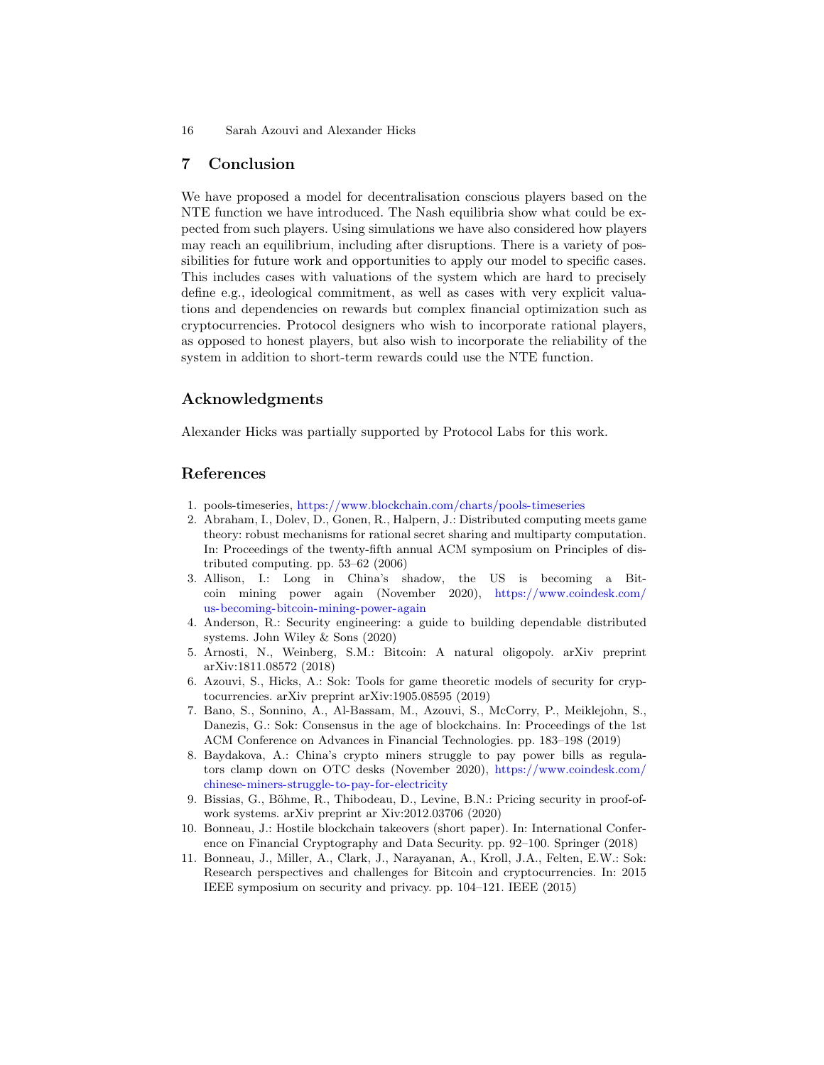## 7 Conclusion

We have proposed a model for decentralisation conscious players based on the NTE function we have introduced. The Nash equilibria show what could be expected from such players. Using simulations we have also considered how players may reach an equilibrium, including after disruptions. There is a variety of possibilities for future work and opportunities to apply our model to specific cases. This includes cases with valuations of the system which are hard to precisely define e.g., ideological commitment, as well as cases with very explicit valuations and dependencies on rewards but complex financial optimization such as cryptocurrencies. Protocol designers who wish to incorporate rational players, as opposed to honest players, but also wish to incorporate the reliability of the system in addition to short-term rewards could use the NTE function.

## Acknowledgments

Alexander Hicks was partially supported by Protocol Labs for this work.

## References

1. pools-timeseries, https://www.blockchain.com/charts/pools-timeseries
2. Abraham, I., Dolev, D., Gonen, R., Halpern, J.: Distributed computing meets game theory: robust mechanisms for rational secret sharing and multiparty computation. In: Proceedings of the twenty-fifth annual ACM symposium on Principles of distributed computing. pp. 53–62 (2006)
3. Allison, I.: Long in China's shadow, the US is becoming a Bitcoin mining power again (November 2020), https://www.coindesk.com/us-becoming-bitcoin-mining-power-again
4. Anderson, R.: Security engineering: a guide to building dependable distributed systems. John Wiley & Sons (2020)
5. Arnosti, N., Weinberg, S.M.: Bitcoin: A natural oligopoly. arXiv preprint arXiv:1811.08572 (2018)
6. Azouvi, S., Hicks, A.: Sok: Tools for game theoretic models of security for cryptocurrencies. arXiv preprint arXiv:1905.08595 (2019)
7. Bano, S., Sonnino, A., Al-Bassam, M., Azouvi, S., McCorry, P., Meiklejohn, S., Danezis, G.: Sok: Consensus in the age of blockchains. In: Proceedings of the 1st ACM Conference on Advances in Financial Technologies. pp. 183–198 (2019)
8. Baydakova, A.: China's crypto miners struggle to pay power bills as regulators clamp down on OTC desks (November 2020), https://www.coindesk.com/chinese-miners-struggle-to-pay-for-electricity
9. Bissias, G., Böhme, R., Thibodeau, D., Levine, B.N.: Pricing security in proof-of-work systems. arXiv preprint ar Xiv:2012.03706 (2020)
10. Bonneau, J.: Hostile blockchain takeovers (short paper). In: International Conference on Financial Cryptography and Data Security. pp. 92–100. Springer (2018)
11. Bonneau, J., Miller, A., Clark, J., Narayanan, A., Kroll, J.A., Felten, E.W.: Sok: Research perspectives and challenges for Bitcoin and cryptocurrencies. In: 2015 IEEE symposium on security and privacy. pp. 104–121. IEEE (2015)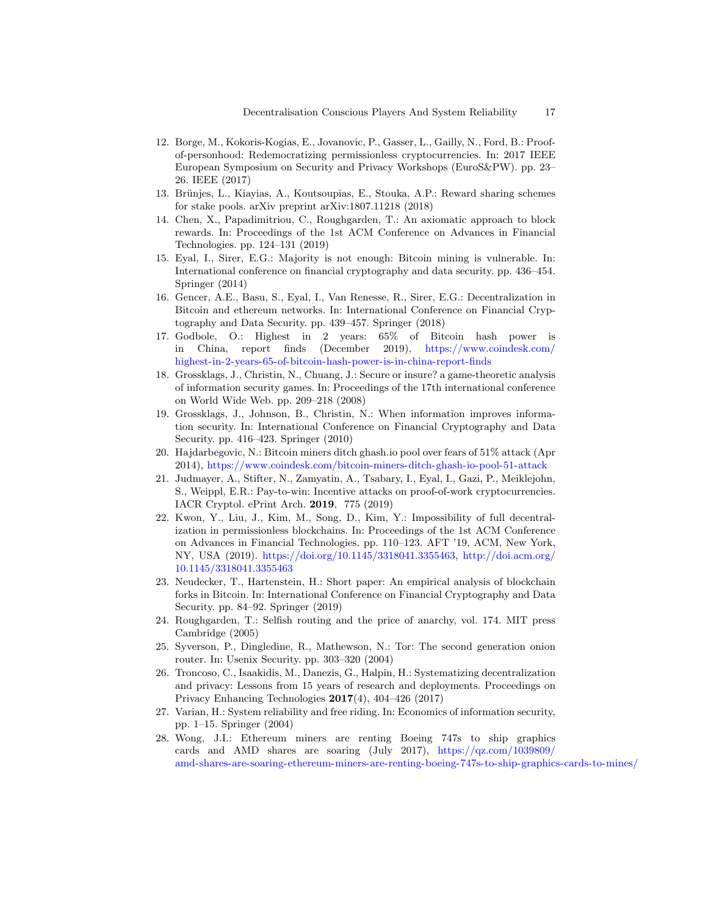12. Borge, M., Kokoris-Kogias, E., Jovanovic, P., Gasser, L., Gailly, N., Ford, B.: Proof-of-personhood: Redemocratizing permissionless cryptocurrencies. In: 2017 IEEE European Symposium on Security and Privacy Workshops (EuroS&PW). pp. 23–26. IEEE (2017)
13. Brünjes, L., Kiayias, A., Koutsoupias, E., Stouka, A.P.: Reward sharing schemes for stake pools. arXiv preprint arXiv:1807.11218 (2018)
14. Chen, X., Papadimitriou, C., Roughgarden, T.: An axiomatic approach to block rewards. In: Proceedings of the 1st ACM Conference on Advances in Financial Technologies. pp. 124–131 (2019)
15. Eyal, I., Sirer, E.G.: Majority is not enough: Bitcoin mining is vulnerable. In: International conference on financial cryptography and data security. pp. 436–454. Springer (2014)
16. Gencer, A.E., Basu, S., Eyal, I., Van Renesse, R., Sirer, E.G.: Decentralization in Bitcoin and ethereum networks. In: International Conference on Financial Cryptography and Data Security. pp. 439–457. Springer (2018)
17. Godbole, O.: Highest in 2 years: 65% of Bitcoin hash power is in China, report finds (December 2019), https://www.coindesk.com/highest-in-2-years-65-of-bitcoin-hash-power-is-in-china-report-finds
18. Grossklags, J., Christin, N., Chuang, J.: Secure or insure? a game-theoretic analysis of information security games. In: Proceedings of the 17th international conference on World Wide Web. pp. 209–218 (2008)
19. Grossklags, J., Johnson, B., Christin, N.: When information improves information security. In: International Conference on Financial Cryptography and Data Security. pp. 416–423. Springer (2010)
20. Hajdarbegovic, N.: Bitcoin miners ditch ghash.io pool over fears of 51% attack (Apr 2014), https://www.coindesk.com/bitcoin-miners-ditch-ghash-io-pool-51-attack
21. Judmayer, A., Stifter, N., Zamyatin, A., Tsabary, I., Eyal, I., Gazi, P., Meiklejohn, S., Weippl, E.R.: Pay-to-win: Incentive attacks on proof-of-work cryptocurrencies. IACR Cryptol. ePrint Arch. **2019**, 775 (2019)
22. Kwon, Y., Liu, J., Kim, M., Song, D., Kim, Y.: Impossibility of full decentralization in permissionless blockchains. In: Proceedings of the 1st ACM Conference on Advances in Financial Technologies. pp. 110–123. AFT '19, ACM, New York, NY, USA (2019). https://doi.org/10.1145/3318041.3355463, http://doi.acm.org/10.1145/3318041.3355463
23. Neudecker, T., Hartenstein, H.: Short paper: An empirical analysis of blockchain forks in Bitcoin. In: International Conference on Financial Cryptography and Data Security. pp. 84–92. Springer (2019)
24. Roughgarden, T.: Selfish routing and the price of anarchy, vol. 174. MIT press Cambridge (2005)
25. Syverson, P., Dingledine, R., Mathewson, N.: Tor: The second generation onion router. In: Usenix Security. pp. 303–320 (2004)
26. Troncoso, C., Isaakidis, M., Danezis, G., Halpin, H.: Systematizing decentralization and privacy: Lessons from 15 years of research and deployments. Proceedings on Privacy Enhancing Technologies **2017**(4), 404–426 (2017)
27. Varian, H.: System reliability and free riding. In: Economics of information security, pp. 1–15. Springer (2004)
28. Wong, J.I.: Ethereum miners are renting Boeing 747s to ship graphics cards and AMD shares are soaring (July 2017), https://qz.com/1039809/amd-shares-are-soaring-ethereum-miners-are-renting-boeing-747s-to-ship-graphics-cards-to-mines/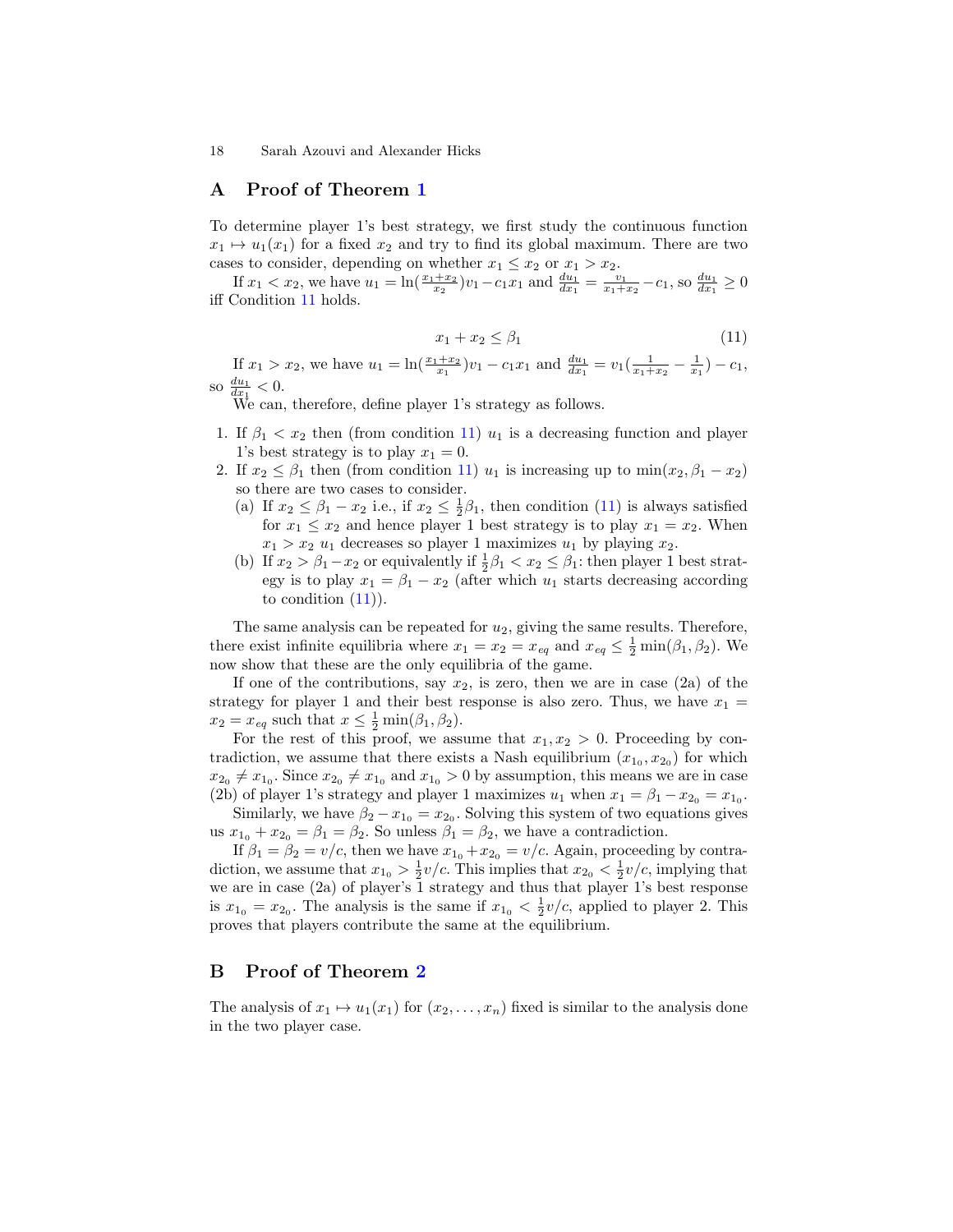## A Proof of Theorem 1

To determine player 1's best strategy, we first study the continuous function $x_1 \mapsto u_1(x_1)$ for a fixed $x_2$ and try to find its global maximum. There are two cases to consider, depending on whether $x_1 \leq x_2$ or $x_1 > x_2$.

If $x_1 < x_2$, we have $u_1 = \ln(\frac{x_1+x_2}{x_2})v_1 - c_1 x_1$ and $\frac{du_1}{dx_1} = \frac{v_1}{x_1+x_2} - c_1$, so $\frac{du_1}{dx_1} \geq 0$ iff Condition 11 holds.

$$x_1 + x_2 \leq \beta_1 \tag{11}$$

If $x_1 > x_2$, we have $u_1 = \ln(\frac{x_1+x_2}{x_1})v_1 - c_1 x_1$ and $\frac{du_1}{dx_1} = v_1(\frac{1}{x_1+x_2} - \frac{1}{x_1}) - c_1$, so $\frac{du_1}{dx_1} < 0$.

We can, therefore, define player 1's strategy as follows.

1. If $\beta_1 < x_2$ then (from condition 11) $u_1$ is a decreasing function and player 1's best strategy is to play $x_1 = 0$.
2. If $x_2 \leq \beta_1$ then (from condition 11) $u_1$ is increasing up to $\min(x_2, \beta_1 - x_2)$ so there are two cases to consider.
   (a) If $x_2 \leq \beta_1 - x_2$ i.e., if $x_2 \leq \frac{1}{2}\beta_1$, then condition (11) is always satisfied for $x_1 \leq x_2$ and hence player 1 best strategy is to play $x_1 = x_2$. When $x_1 > x_2$ $u_1$ decreases so player 1 maximizes $u_1$ by playing $x_2$.
   (b) If $x_2 > \beta_1 - x_2$ or equivalently if $\frac{1}{2}\beta_1 < x_2 \leq \beta_1$: then player 1 best strategy is to play $x_1 = \beta_1 - x_2$ (after which $u_1$ starts decreasing according to condition (11)).

The same analysis can be repeated for $u_2$, giving the same results. Therefore, there exist infinite equilibria where $x_1 = x_2 = x_{eq}$ and $x_{eq} \leq \frac{1}{2}\min(\beta_1, \beta_2)$. We now show that these are the only equilibria of the game.

If one of the contributions, say $x_2$, is zero, then we are in case (2a) of the strategy for player 1 and their best response is also zero. Thus, we have $x_1 = x_2 = x_{eq}$ such that $x \leq \frac{1}{2}\min(\beta_1, \beta_2)$.

For the rest of this proof, we assume that $x_1, x_2 > 0$. Proceeding by contradiction, we assume that there exists a Nash equilibrium $(x_{1_0}, x_{2_0})$ for which $x_{2_0} \neq x_{1_0}$. Since $x_{2_0} \neq x_{1_0}$ and $x_{1_0} > 0$ by assumption, this means we are in case (2b) of player 1's strategy and player 1 maximizes $u_1$ when $x_1 = \beta_1 - x_{2_0} = x_{1_0}$.

Similarly, we have $\beta_2 - x_{1_0} = x_{2_0}$. Solving this system of two equations gives us $x_{1_0} + x_{2_0} = \beta_1 = \beta_2$. So unless $\beta_1 = \beta_2$, we have a contradiction.

If $\beta_1 = \beta_2 = v/c$, then we have $x_{1_0} + x_{2_0} = v/c$. Again, proceeding by contradiction, we assume that $x_{1_0} > \frac{1}{2}v/c$. This implies that $x_{2_0} < \frac{1}{2}v/c$, implying that we are in case (2a) of player's 1 strategy and thus that player 1's best response is $x_{1_0} = x_{2_0}$. The analysis is the same if $x_{1_0} < \frac{1}{2}v/c$, applied to player 2. This proves that players contribute the same at the equilibrium.

## B Proof of Theorem 2

The analysis of $x_1 \mapsto u_1(x_1)$ for $(x_2, \ldots, x_n)$ fixed is similar to the analysis done in the two player case.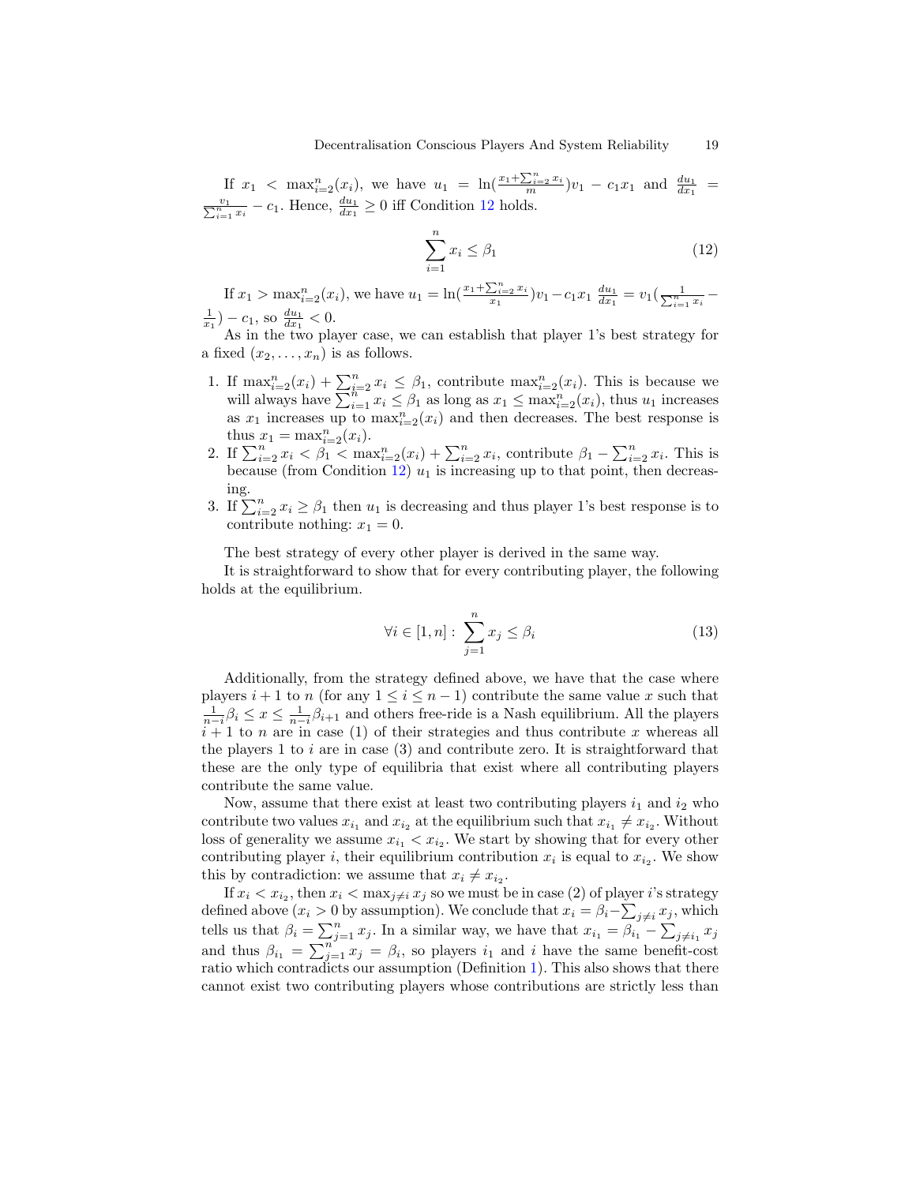If $x_1 < \max_{i=2}^{n}(x_i)$, we have $u_1 = \ln(\frac{x_1 + \sum_{i=2}^{n} x_i}{m})v_1 - c_1 x_1$ and $\frac{du_1}{dx_1} = \frac{v_1}{\sum_{i=1}^{n} x_i} - c_1$. Hence, $\frac{du_1}{dx_1} \geq 0$ iff Condition 12 holds.

$$\sum_{i=1}^{n} x_i \leq \beta_1 \tag{12}$$

If $x_1 > \max_{i=2}^{n}(x_i)$, we have $u_1 = \ln(\frac{x_1 + \sum_{i=2}^{n} x_i}{x_1})v_1 - c_1 x_1$ $\frac{du_1}{dx_1} = v_1(\frac{1}{\sum_{i=1}^{n} x_i} - \frac{1}{x_1}) - c_1$, so $\frac{du_1}{dx_1} < 0$.

As in the two player case, we can establish that player 1's best strategy for a fixed $(x_2, \ldots, x_n)$ is as follows.

1. If $\max_{i=2}^{n}(x_i) + \sum_{i=2}^{n} x_i \leq \beta_1$, contribute $\max_{i=2}^{n}(x_i)$. This is because we will always have $\sum_{i=1}^{n} x_i \leq \beta_1$ as long as $x_1 \leq \max_{i=2}^{n}(x_i)$, thus $u_1$ increases as $x_1$ increases up to $\max_{i=2}^{n}(x_i)$ and then decreases. The best response is thus $x_1 = \max_{i=2}^{n}(x_i)$.
2. If $\sum_{i=2}^{n} x_i < \beta_1 < \max_{i=2}^{n}(x_i) + \sum_{i=2}^{n} x_i$, contribute $\beta_1 - \sum_{i=2}^{n} x_i$. This is because (from Condition 12) $u_1$ is increasing up to that point, then decreasing.
3. If $\sum_{i=2}^{n} x_i \geq \beta_1$ then $u_1$ is decreasing and thus player 1's best response is to contribute nothing: $x_1 = 0$.

The best strategy of every other player is derived in the same way.

It is straightforward to show that for every contributing player, the following holds at the equilibrium.

$$\forall i \in [1, n] : \sum_{j=1}^{n} x_j \leq \beta_i \tag{13}$$

Additionally, from the strategy defined above, we have that the case where players $i+1$ to $n$ (for any $1 \leq i \leq n-1$) contribute the same value $x$ such that $\frac{1}{n-i}\beta_i \leq x \leq \frac{1}{n-i}\beta_{i+1}$ and others free-ride is a Nash equilibrium. All the players $i+1$ to $n$ are in case (1) of their strategies and thus contribute $x$ whereas all the players 1 to $i$ are in case (3) and contribute zero. It is straightforward that these are the only type of equilibria that exist where all contributing players contribute the same value.

Now, assume that there exist at least two contributing players $i_1$ and $i_2$ who contribute two values $x_{i_1}$ and $x_{i_2}$ at the equilibrium such that $x_{i_1} \neq x_{i_2}$. Without loss of generality we assume $x_{i_1} < x_{i_2}$. We start by showing that for every other contributing player $i$, their equilibrium contribution $x_i$ is equal to $x_{i_2}$. We show this by contradiction: we assume that $x_i \neq x_{i_2}$.

If $x_i < x_{i_2}$, then $x_i < \max_{j \neq i} x_j$ so we must be in case (2) of player $i$'s strategy defined above ($x_i > 0$ by assumption). We conclude that $x_i = \beta_i - \sum_{j \neq i} x_j$, which tells us that $\beta_i = \sum_{j=1}^{n} x_j$. In a similar way, we have that $x_{i_1} = \beta_{i_1} - \sum_{j \neq i_1} x_j$ and thus $\beta_{i_1} = \sum_{j=1}^{n} x_j = \beta_i$, so players $i_1$ and $i$ have the same benefit-cost ratio which contradicts our assumption (Definition 1). This also shows that there cannot exist two contributing players whose contributions are strictly less than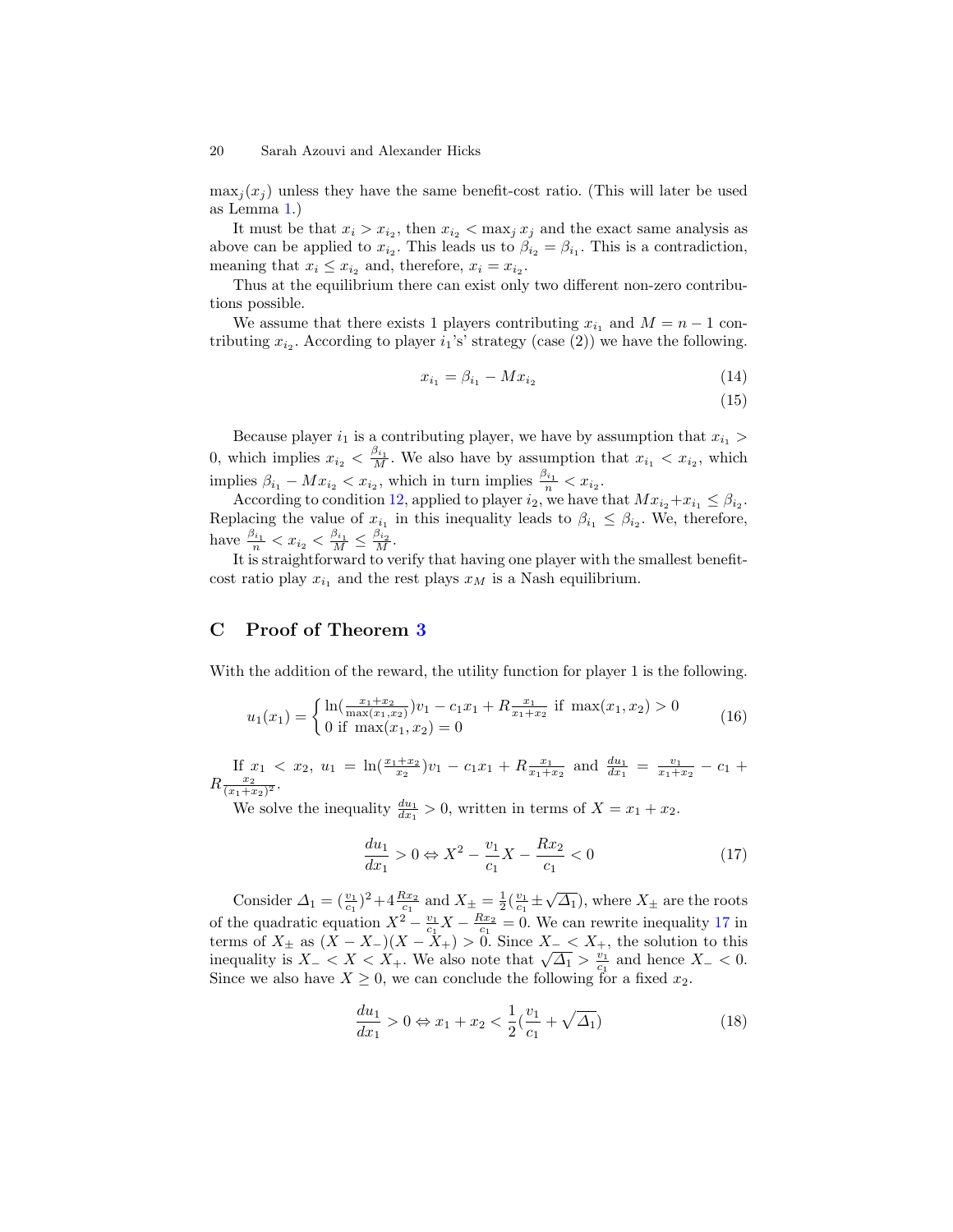$\max_j(x_j)$ unless they have the same benefit-cost ratio. (This will later be used as Lemma 1.)

It must be that $x_i > x_{i_2}$, then $x_{i_2} < \max_j x_j$ and the exact same analysis as above can be applied to $x_{i_2}$. This leads us to $\beta_{i_2} = \beta_{i_1}$. This is a contradiction, meaning that $x_i \leq x_{i_2}$ and, therefore, $x_i = x_{i_2}$.

Thus at the equilibrium there can exist only two different non-zero contributions possible.

We assume that there exists 1 players contributing $x_{i_1}$ and $M = n-1$ contributing $x_{i_2}$. According to player $i_1$'s' strategy (case (2)) we have the following.

$$x_{i_1} = \beta_{i_1} - Mx_{i_2} \tag{14}$$

$$\tag{15}$$

Because player $i_1$ is a contributing player, we have by assumption that $x_{i_1} > 0$, which implies $x_{i_2} < \frac{\beta_{i_1}}{M}$. We also have by assumption that $x_{i_1} < x_{i_2}$, which implies $\beta_{i_1} - Mx_{i_2} < x_{i_2}$, which in turn implies $\frac{\beta_{i_1}}{n} < x_{i_2}$.

According to condition 12, applied to player $i_2$, we have that $Mx_{i_2} + x_{i_1} \leq \beta_{i_2}$. Replacing the value of $x_{i_1}$ in this inequality leads to $\beta_{i_1} \leq \beta_{i_2}$. We, therefore, have $\frac{\beta_{i_1}}{n} < x_{i_2} < \frac{\beta_{i_1}}{M} \leq \frac{\beta_{i_2}}{M}$.

It is straightforward to verify that having one player with the smallest benefit-cost ratio play $x_{i_1}$ and the rest plays $x_M$ is a Nash equilibrium.

## C Proof of Theorem 3

With the addition of the reward, the utility function for player 1 is the following.

$$u_1(x_1) = \begin{cases} \ln\left(\frac{x_1+x_2}{\max(x_1,x_2)}\right)v_1 - c_1 x_1 + R\frac{x_1}{x_1+x_2} \text{ if } \max(x_1,x_2) > 0 \\ 0 \text{ if } \max(x_1,x_2) = 0 \end{cases} \tag{16}$$

If $x_1 < x_2$, $u_1 = \ln(\frac{x_1+x_2}{x_2})v_1 - c_1x_1 + R\frac{x_1}{x_1+x_2}$ and $\frac{du_1}{dx_1} = \frac{v_1}{x_1+x_2} - c_1 + R\frac{x_2}{(x_1+x_2)^2}$.

We solve the inequality $\frac{du_1}{dx_1} > 0$, written in terms of $X = x_1 + x_2$.

$$\frac{du_1}{dx_1} > 0 \Leftrightarrow X^2 - \frac{v_1}{c_1}X - \frac{Rx_2}{c_1} < 0 \tag{17}$$

Consider $\Delta_1 = (\frac{v_1}{c_1})^2 + 4\frac{Rx_2}{c_1}$ and $X_\pm = \frac{1}{2}(\frac{v_1}{c_1} \pm \sqrt{\Delta_1})$, where $X_\pm$ are the roots of the quadratic equation $X^2 - \frac{v_1}{c_1}X - \frac{Rx_2}{c_1} = 0$. We can rewrite inequality 17 in terms of $X_\pm$ as $(X - X_-)(X - X_+) > 0$. Since $X_- < X_+$, the solution to this inequality is $X_- < X < X_+$. We also note that $\sqrt{\Delta_1} > \frac{v_1}{c_1}$ and hence $X_- < 0$. Since we also have $X \geq 0$, we can conclude the following for a fixed $x_2$.

$$\frac{du_1}{dx_1} > 0 \Leftrightarrow x_1 + x_2 < \frac{1}{2}\left(\frac{v_1}{c_1} + \sqrt{\Delta_1}\right) \tag{18}$$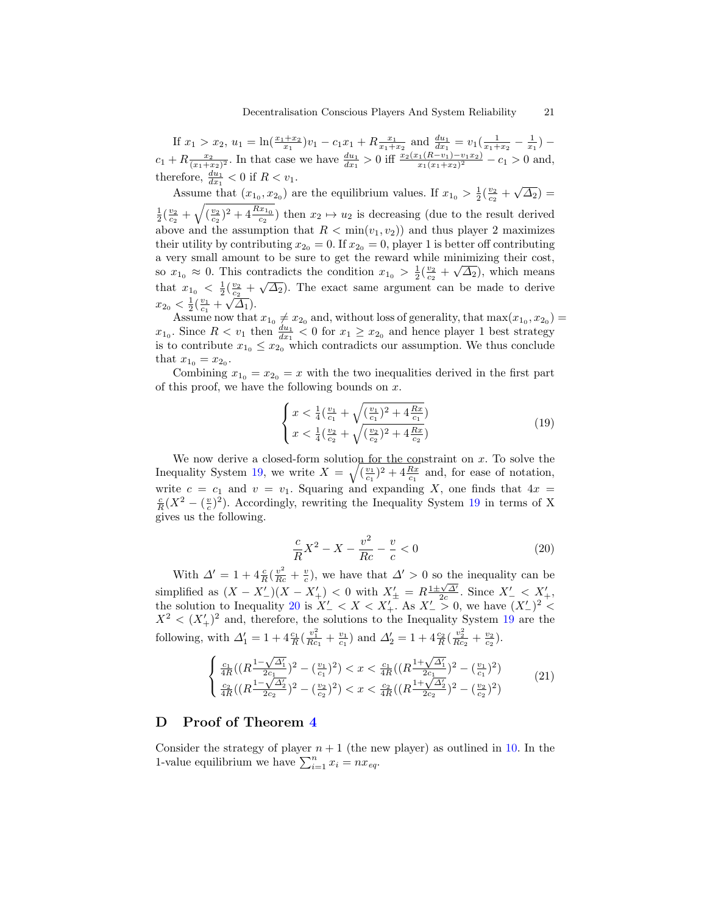If $x_1 > x_2$, $u_1 = \ln(\frac{x_1+x_2}{x_1})v_1 - c_1 x_1 + R\frac{x_1}{x_1+x_2}$ and $\frac{du_1}{dx_1} = v_1(\frac{1}{x_1+x_2} - \frac{1}{x_1}) - c_1 + R\frac{x_2}{(x_1+x_2)^2}$. In that case we have $\frac{du_1}{dx_1} > 0$ iff $\frac{x_2(x_1(R-v_1)-v_1 x_2)}{x_1(x_1+x_2)^2} - c_1 > 0$ and, therefore, $\frac{du_1}{dx_1} < 0$ if $R < v_1$.

Assume that $(x_{1_0}, x_{2_0})$ are the equilibrium values. If $x_{1_0} > \frac{1}{2}(\frac{v_2}{c_2} + \sqrt{\Delta_2}) = \frac{1}{2}(\frac{v_2}{c_2} + \sqrt{(\frac{v_2}{c_2})^2 + 4\frac{Rx_{1_0}}{c_2}})$ then $x_2 \mapsto u_2$ is decreasing (due to the result derived above and the assumption that $R < \min(v_1, v_2)$) and thus player 2 maximizes their utility by contributing $x_{2_0} = 0$. If $x_{2_0} = 0$, player 1 is better off contributing a very small amount to be sure to get the reward while minimizing their cost, so $x_{1_0} \approx 0$. This contradicts the condition $x_{1_0} > \frac{1}{2}(\frac{v_2}{c_2} + \sqrt{\Delta_2})$, which means that $x_{1_0} < \frac{1}{2}(\frac{v_2}{c_2} + \sqrt{\Delta_2})$. The exact same argument can be made to derive $x_{2_0} < \frac{1}{2}(\frac{v_1}{c_1} + \sqrt{\Delta_1})$.

Assume now that $x_{1_0} \neq x_{2_0}$ and, without loss of generality, that $\max(x_{1_0}, x_{2_0}) = x_{1_0}$. Since $R < v_1$ then $\frac{du_1}{dx_1} < 0$ for $x_1 \geq x_{2_0}$ and hence player 1 best strategy is to contribute $x_{1_0} \leq x_{2_0}$ which contradicts our assumption. We thus conclude that $x_{1_0} = x_{2_0}$.

Combining $x_{1_0} = x_{2_0} = x$ with the two inequalities derived in the first part of this proof, we have the following bounds on $x$.

$$\begin{cases} x < \frac{1}{4}(\frac{v_1}{c_1} + \sqrt{(\frac{v_1}{c_1})^2 + 4\frac{Rx}{c_1}}) \\ x < \frac{1}{4}(\frac{v_2}{c_2} + \sqrt{(\frac{v_2}{c_2})^2 + 4\frac{Rx}{c_2}}) \end{cases} \tag{19}$$

We now derive a closed-form solution for the constraint on $x$. To solve the Inequality System 19, we write $X = \sqrt{(\frac{v_1}{c_1})^2 + 4\frac{Rx}{c_1}}$ and, for ease of notation, write $c = c_1$ and $v = v_1$. Squaring and expanding $X$, one finds that $4x = \frac{c}{R}(X^2 - (\frac{v}{c})^2)$. Accordingly, rewriting the Inequality System 19 in terms of X gives us the following.

$$\frac{c}{R}X^2 - X - \frac{v^2}{Rc} - \frac{v}{c} < 0 \tag{20}$$

With $\Delta' = 1 + 4\frac{c}{R}(\frac{v^2}{Rc} + \frac{v}{c})$, we have that $\Delta' > 0$ so the inequality can be simplified as $(X - X'_-)(X - X'_+) < 0$ with $X'_\pm = R\frac{1 \pm \sqrt{\Delta'}}{2c}$. Since $X'_- < X'_+$, the solution to Inequality 20 is $X'_- < X < X'_+$. As $X'_- > 0$, we have $(X'_-)^2 < X^2 < (X'_+)^2$ and, therefore, the solutions to the Inequality System 19 are the following, with $\Delta'_1 = 1 + 4\frac{c_1}{R}(\frac{v_1^2}{Rc_1} + \frac{v_1}{c_1})$ and $\Delta'_2 = 1 + 4\frac{c_2}{R}(\frac{v_2^2}{Rc_2} + \frac{v_2}{c_2})$.

$$\begin{cases} \frac{c_1}{4R}((R\frac{1-\sqrt{\Delta'_1}}{2c_1})^2 - (\frac{v_1}{c_1})^2) < x < \frac{c_1}{4R}((R\frac{1+\sqrt{\Delta'_1}}{2c_1})^2 - (\frac{v_1}{c_1})^2) \\ \frac{c_2}{4R}((R\frac{1-\sqrt{\Delta'_2}}{2c_2})^2 - (\frac{v_2}{c_2})^2) < x < \frac{c_2}{4R}((R\frac{1+\sqrt{\Delta'_2}}{2c_2})^2 - (\frac{v_2}{c_2})^2) \end{cases} \tag{21}$$

## D Proof of Theorem 4

Consider the strategy of player $n+1$ (the new player) as outlined in 10. In the 1-value equilibrium we have $\sum_{i=1}^{n} x_i = n x_{eq}$.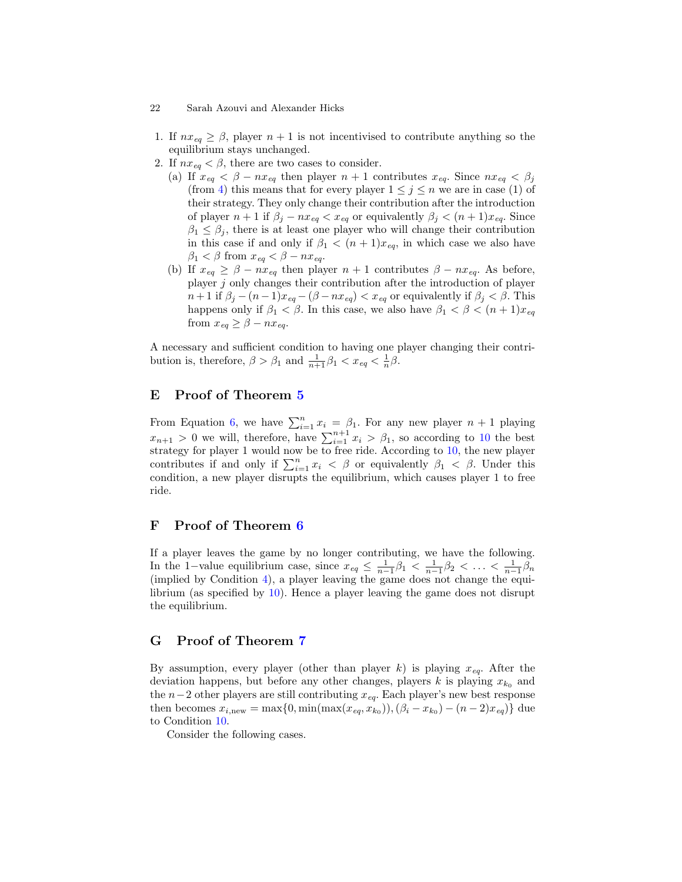1. If $nx_{eq} \geq \beta$, player $n+1$ is not incentivised to contribute anything so the equilibrium stays unchanged.
2. If $nx_{eq} < \beta$, there are two cases to consider.
   (a) If $x_{eq} < \beta - nx_{eq}$ then player $n+1$ contributes $x_{eq}$. Since $nx_{eq} < \beta_j$ (from 4) this means that for every player $1 \leq j \leq n$ we are in case (1) of their strategy. They only change their contribution after the introduction of player $n+1$ if $\beta_j - nx_{eq} < x_{eq}$ or equivalently $\beta_j < (n+1)x_{eq}$. Since $\beta_1 \leq \beta_j$, there is at least one player who will change their contribution in this case if and only if $\beta_1 < (n+1)x_{eq}$, in which case we also have $\beta_1 < \beta$ from $x_{eq} < \beta - nx_{eq}$.
   (b) If $x_{eq} \geq \beta - nx_{eq}$ then player $n+1$ contributes $\beta - nx_{eq}$. As before, player $j$ only changes their contribution after the introduction of player $n+1$ if $\beta_j - (n-1)x_{eq} - (\beta - nx_{eq}) < x_{eq}$ or equivalently if $\beta_j < \beta$. This happens only if $\beta_1 < \beta$. In this case, we also have $\beta_1 < \beta < (n+1)x_{eq}$ from $x_{eq} \geq \beta - nx_{eq}$.

A necessary and sufficient condition to having one player changing their contribution is, therefore, $\beta > \beta_1$ and $\frac{1}{n+1}\beta_1 < x_{eq} < \frac{1}{n}\beta$.

## E Proof of Theorem 5

From Equation 6, we have $\sum_{i=1}^{n} x_i = \beta_1$. For any new player $n+1$ playing $x_{n+1} > 0$ we will, therefore, have $\sum_{i=1}^{n+1} x_i > \beta_1$, so according to 10 the best strategy for player 1 would now be to free ride. According to 10, the new player contributes if and only if $\sum_{i=1}^{n} x_i < \beta$ or equivalently $\beta_1 < \beta$. Under this condition, a new player disrupts the equilibrium, which causes player 1 to free ride.

## F Proof of Theorem 6

If a player leaves the game by no longer contributing, we have the following. In the 1−value equilibrium case, since $x_{eq} \leq \frac{1}{n-1}\beta_1 < \frac{1}{n-1}\beta_2 < \ldots < \frac{1}{n-1}\beta_n$ (implied by Condition 4), a player leaving the game does not change the equilibrium (as specified by 10). Hence a player leaving the game does not disrupt the equilibrium.

## G Proof of Theorem 7

By assumption, every player (other than player $k$) is playing $x_{eq}$. After the deviation happens, but before any other changes, players $k$ is playing $x_{k_0}$ and the $n-2$ other players are still contributing $x_{eq}$. Each player's new best response then becomes $x_{i,\text{new}} = \max\{0, \min(\max(x_{eq}, x_{k_0})), (\beta_i - x_{k_0}) - (n-2)x_{eq})\}$ due to Condition 10.

Consider the following cases.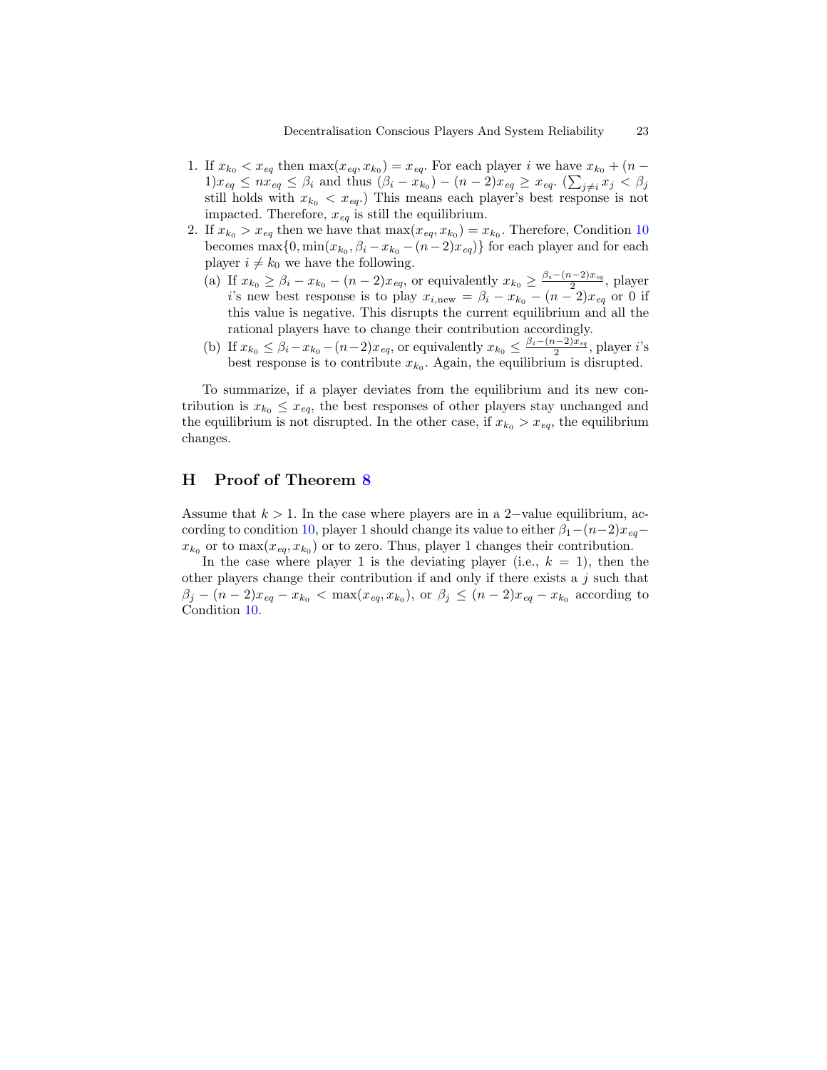1. If $x_{k_0} < x_{eq}$ then $\max(x_{eq}, x_{k_0}) = x_{eq}$. For each player $i$ we have $x_{k_0} + (n-1)x_{eq} \leq nx_{eq} \leq \beta_i$ and thus $(\beta_i - x_{k_0}) - (n-2)x_{eq} \geq x_{eq}$. ($\sum_{j \neq i} x_j < \beta_j$ still holds with $x_{k_0} < x_{eq}$.) This means each player's best response is not impacted. Therefore, $x_{eq}$ is still the equilibrium.
2. If $x_{k_0} > x_{eq}$ then we have that $\max(x_{eq}, x_{k_0}) = x_{k_0}$. Therefore, Condition 10 becomes $\max\{0, \min(x_{k_0}, \beta_i - x_{k_0} - (n-2)x_{eq})\}$ for each player and for each player $i \neq k_0$ we have the following.
   (a) If $x_{k_0} \geq \beta_i - x_{k_0} - (n-2)x_{eq}$, or equivalently $x_{k_0} \geq \frac{\beta_i - (n-2)x_{eq}}{2}$, player $i$'s new best response is to play $x_{i,\text{new}} = \beta_i - x_{k_0} - (n-2)x_{eq}$ or 0 if this value is negative. This disrupts the current equilibrium and all the rational players have to change their contribution accordingly.
   (b) If $x_{k_0} \leq \beta_i - x_{k_0} - (n-2)x_{eq}$, or equivalently $x_{k_0} \leq \frac{\beta_i - (n-2)x_{eq}}{2}$, player $i$'s best response is to contribute $x_{k_0}$. Again, the equilibrium is disrupted.

To summarize, if a player deviates from the equilibrium and its new contribution is $x_{k_0} \leq x_{eq}$, the best responses of other players stay unchanged and the equilibrium is not disrupted. In the other case, if $x_{k_0} > x_{eq}$, the equilibrium changes.

## H Proof of Theorem 8

Assume that $k > 1$. In the case where players are in a 2−value equilibrium, according to condition 10, player 1 should change its value to either $\beta_1 - (n-2)x_{eq} - x_{k_0}$ or to $\max(x_{eq}, x_{k_0})$ or to zero. Thus, player 1 changes their contribution.

In the case where player 1 is the deviating player (i.e., $k = 1$), then the other players change their contribution if and only if there exists a $j$ such that $\beta_j - (n-2)x_{eq} - x_{k_0} < \max(x_{eq}, x_{k_0})$, or $\beta_j \leq (n-2)x_{eq} - x_{k_0}$ according to Condition 10.